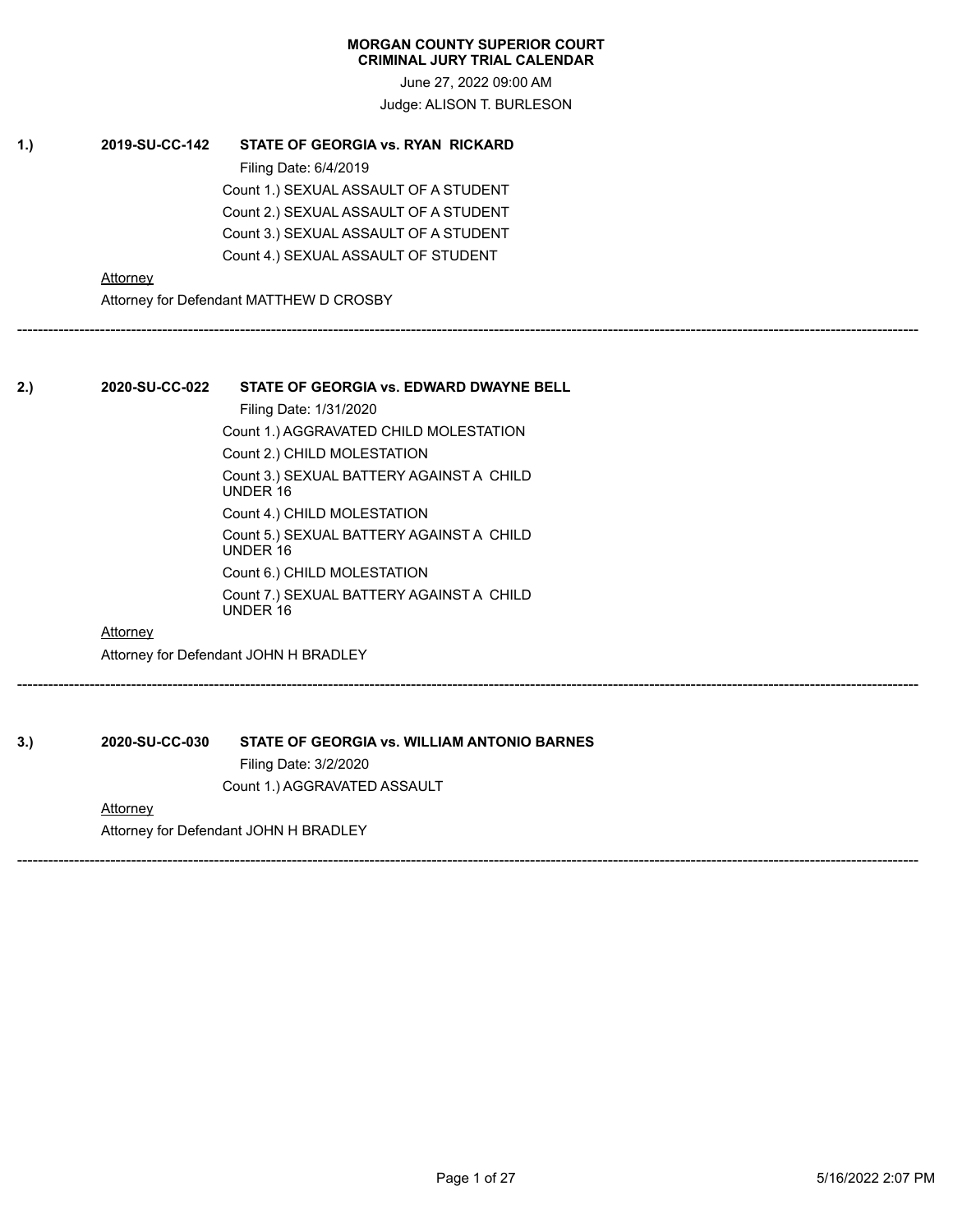**MORGAN COUNTY SUPERIOR COURT**
**CRIMINAL JURY TRIAL CALENDAR**

June 27, 2022 09:00 AM

Judge: ALISON T. BURLESON

**1.)** **2019-SU-CC-142** **STATE OF GEORGIA vs. RYAN RICKARD**

Filing Date: 6/4/2019

Count 1.) SEXUAL ASSAULT OF A STUDENT

Count 2.) SEXUAL ASSAULT OF A STUDENT

Count 3.) SEXUAL ASSAULT OF A STUDENT

Count 4.) SEXUAL ASSAULT OF STUDENT

Attorney

Attorney for Defendant MATTHEW D CROSBY

---

**2.)** **2020-SU-CC-022** **STATE OF GEORGIA vs. EDWARD DWAYNE BELL**

Filing Date: 1/31/2020

Count 1.) AGGRAVATED CHILD MOLESTATION

Count 2.) CHILD MOLESTATION

Count 3.) SEXUAL BATTERY AGAINST A CHILD UNDER 16

Count 4.) CHILD MOLESTATION

Count 5.) SEXUAL BATTERY AGAINST A CHILD UNDER 16

Count 6.) CHILD MOLESTATION

Count 7.) SEXUAL BATTERY AGAINST A CHILD UNDER 16

Attorney

Attorney for Defendant JOHN H BRADLEY

---

**3.)** **2020-SU-CC-030** **STATE OF GEORGIA vs. WILLIAM ANTONIO BARNES**

Filing Date: 3/2/2020

Count 1.) AGGRAVATED ASSAULT

Attorney

Attorney for Defendant JOHN H BRADLEY

---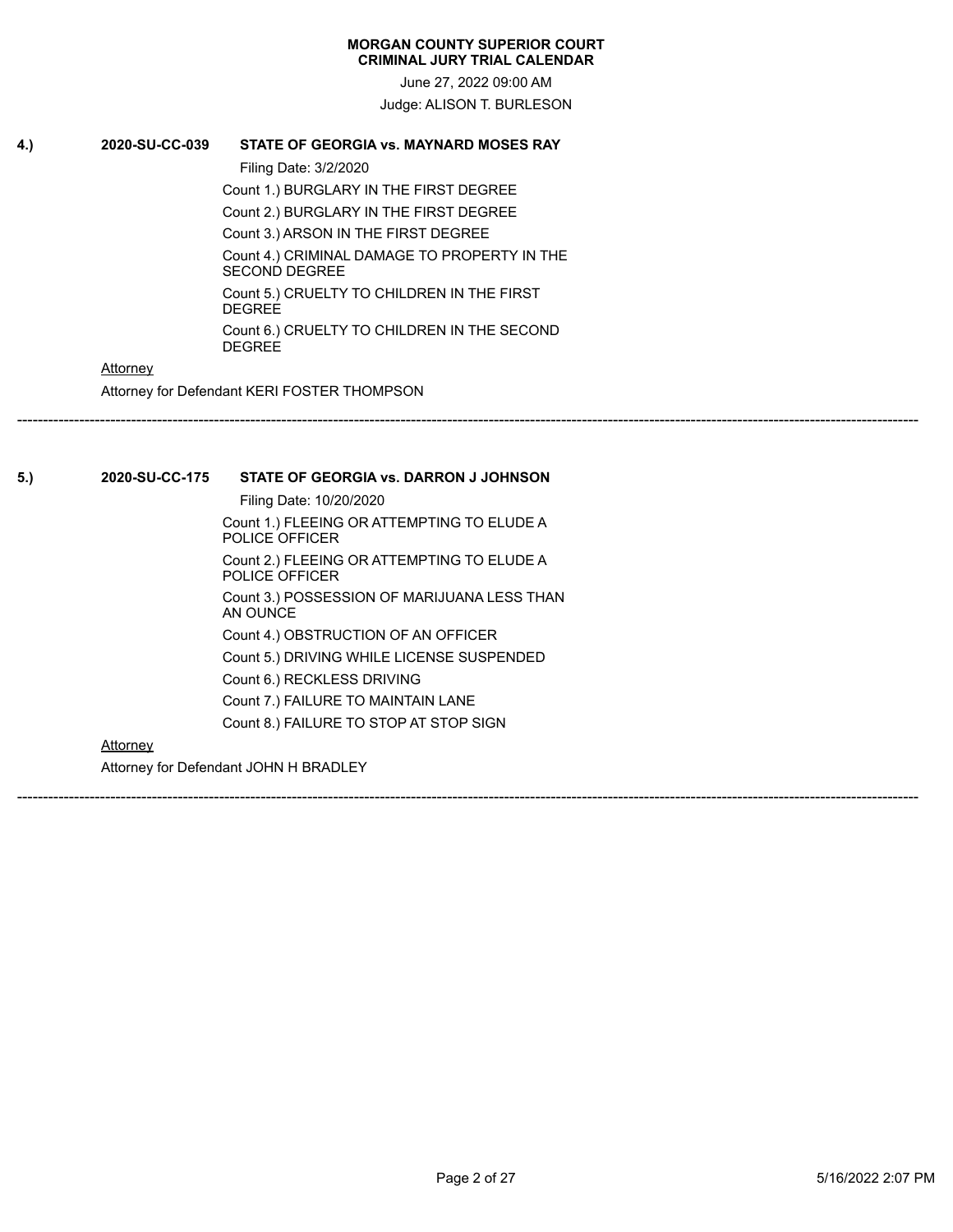**MORGAN COUNTY SUPERIOR COURT**
**CRIMINAL JURY TRIAL CALENDAR**

June 27, 2022 09:00 AM

Judge: ALISON T. BURLESON

**4.)** **2020-SU-CC-039** **STATE OF GEORGIA vs. MAYNARD MOSES RAY**

Filing Date: 3/2/2020

Count 1.) BURGLARY IN THE FIRST DEGREE

Count 2.) BURGLARY IN THE FIRST DEGREE

Count 3.) ARSON IN THE FIRST DEGREE

Count 4.) CRIMINAL DAMAGE TO PROPERTY IN THE SECOND DEGREE

Count 5.) CRUELTY TO CHILDREN IN THE FIRST DEGREE

Count 6.) CRUELTY TO CHILDREN IN THE SECOND DEGREE

Attorney

Attorney for Defendant KERI FOSTER THOMPSON

---

**5.)** **2020-SU-CC-175** **STATE OF GEORGIA vs. DARRON J JOHNSON**

Filing Date: 10/20/2020

Count 1.) FLEEING OR ATTEMPTING TO ELUDE A POLICE OFFICER

Count 2.) FLEEING OR ATTEMPTING TO ELUDE A POLICE OFFICER

Count 3.) POSSESSION OF MARIJUANA LESS THAN AN OUNCE

Count 4.) OBSTRUCTION OF AN OFFICER

Count 5.) DRIVING WHILE LICENSE SUSPENDED

Count 6.) RECKLESS DRIVING

Count 7.) FAILURE TO MAINTAIN LANE

Count 8.) FAILURE TO STOP AT STOP SIGN

Attorney

Attorney for Defendant JOHN H BRADLEY

---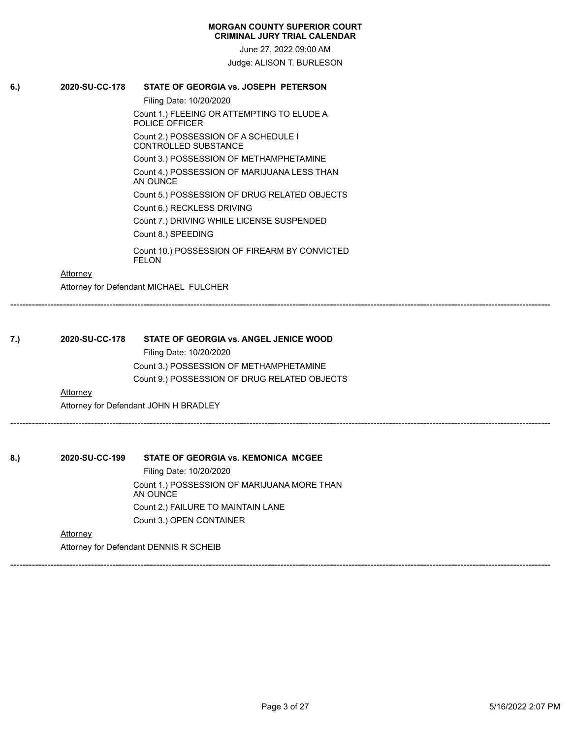**MORGAN COUNTY SUPERIOR COURT**
**CRIMINAL JURY TRIAL CALENDAR**

June 27, 2022 09:00 AM

Judge: ALISON T. BURLESON

**6.)** **2020-SU-CC-178** **STATE OF GEORGIA vs. JOSEPH PETERSON**

Filing Date: 10/20/2020

Count 1.) FLEEING OR ATTEMPTING TO ELUDE A POLICE OFFICER

Count 2.) POSSESSION OF A SCHEDULE I CONTROLLED SUBSTANCE

Count 3.) POSSESSION OF METHAMPHETAMINE

Count 4.) POSSESSION OF MARIJUANA LESS THAN AN OUNCE

Count 5.) POSSESSION OF DRUG RELATED OBJECTS

Count 6.) RECKLESS DRIVING

Count 7.) DRIVING WHILE LICENSE SUSPENDED

Count 8.) SPEEDING

Count 10.) POSSESSION OF FIREARM BY CONVICTED FELON

Attorney

Attorney for Defendant MICHAEL FULCHER

---

**7.)** **2020-SU-CC-178** **STATE OF GEORGIA vs. ANGEL JENICE WOOD**

Filing Date: 10/20/2020

Count 3.) POSSESSION OF METHAMPHETAMINE

Count 9.) POSSESSION OF DRUG RELATED OBJECTS

Attorney

Attorney for Defendant JOHN H BRADLEY

---

**8.)** **2020-SU-CC-199** **STATE OF GEORGIA vs. KEMONICA MCGEE**

Filing Date: 10/20/2020

Count 1.) POSSESSION OF MARIJUANA MORE THAN AN OUNCE

Count 2.) FAILURE TO MAINTAIN LANE

Count 3.) OPEN CONTAINER

Attorney

Attorney for Defendant DENNIS R SCHEIB

---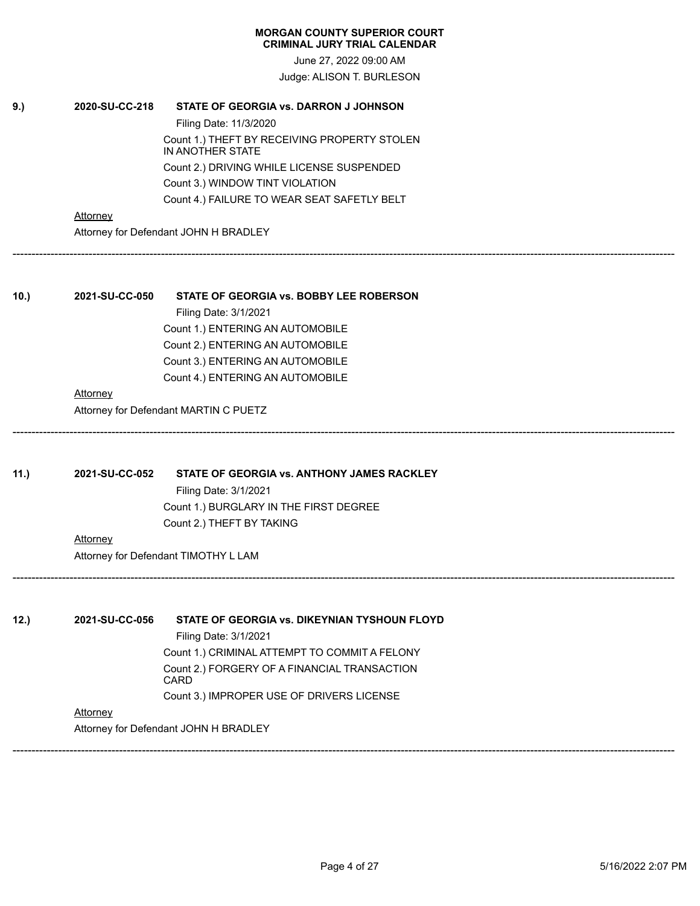**MORGAN COUNTY SUPERIOR COURT**
**CRIMINAL JURY TRIAL CALENDAR**

June 27, 2022 09:00 AM

Judge: ALISON T. BURLESON

**9.) 2020-SU-CC-218 STATE OF GEORGIA vs. DARRON J JOHNSON**

Filing Date: 11/3/2020

Count 1.) THEFT BY RECEIVING PROPERTY STOLEN IN ANOTHER STATE

Count 2.) DRIVING WHILE LICENSE SUSPENDED

Count 3.) WINDOW TINT VIOLATION

Count 4.) FAILURE TO WEAR SEAT SAFETLY BELT

Attorney

Attorney for Defendant JOHN H BRADLEY

---

**10.) 2021-SU-CC-050 STATE OF GEORGIA vs. BOBBY LEE ROBERSON**

Filing Date: 3/1/2021

Count 1.) ENTERING AN AUTOMOBILE

Count 2.) ENTERING AN AUTOMOBILE

Count 3.) ENTERING AN AUTOMOBILE

Count 4.) ENTERING AN AUTOMOBILE

Attorney

Attorney for Defendant MARTIN C PUETZ

---

**11.) 2021-SU-CC-052 STATE OF GEORGIA vs. ANTHONY JAMES RACKLEY**

Filing Date: 3/1/2021

Count 1.) BURGLARY IN THE FIRST DEGREE

Count 2.) THEFT BY TAKING

Attorney

Attorney for Defendant TIMOTHY L LAM

---

**12.) 2021-SU-CC-056 STATE OF GEORGIA vs. DIKEYNIAN TYSHOUN FLOYD**

Filing Date: 3/1/2021

Count 1.) CRIMINAL ATTEMPT TO COMMIT A FELONY

Count 2.) FORGERY OF A FINANCIAL TRANSACTION CARD

Count 3.) IMPROPER USE OF DRIVERS LICENSE

Attorney

Attorney for Defendant JOHN H BRADLEY

---

5/16/2022 2:07 PM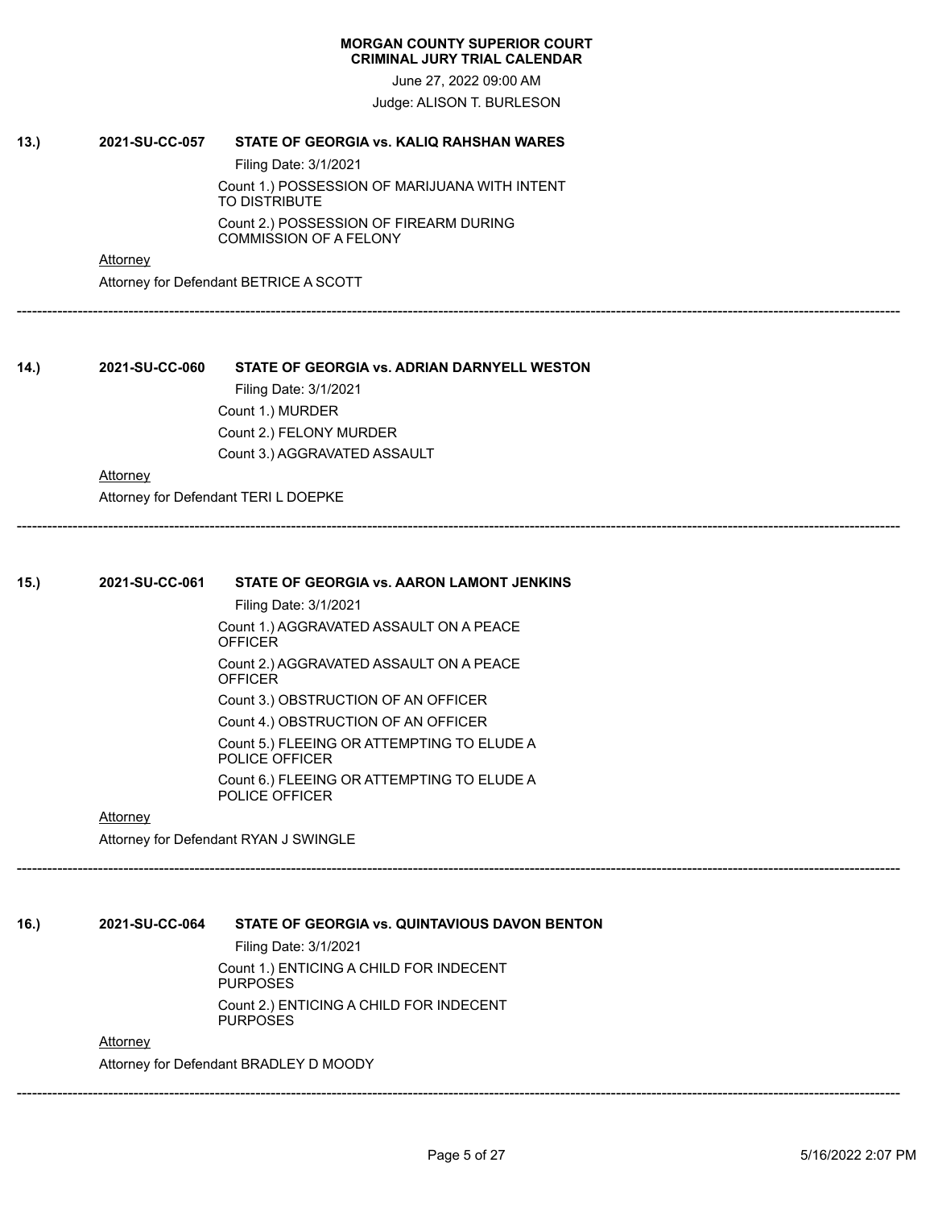**MORGAN COUNTY SUPERIOR COURT**
**CRIMINAL JURY TRIAL CALENDAR**

June 27, 2022 09:00 AM

Judge: ALISON T. BURLESON

**13.) 2021-SU-CC-057 STATE OF GEORGIA vs. KALIQ RAHSHAN WARES**

Filing Date: 3/1/2021

Count 1.) POSSESSION OF MARIJUANA WITH INTENT TO DISTRIBUTE

Count 2.) POSSESSION OF FIREARM DURING COMMISSION OF A FELONY

Attorney

Attorney for Defendant BETRICE A SCOTT

---

**14.) 2021-SU-CC-060 STATE OF GEORGIA vs. ADRIAN DARNYELL WESTON**

Filing Date: 3/1/2021

Count 1.) MURDER

Count 2.) FELONY MURDER

Count 3.) AGGRAVATED ASSAULT

Attorney

Attorney for Defendant TERI L DOEPKE

---

**15.) 2021-SU-CC-061 STATE OF GEORGIA vs. AARON LAMONT JENKINS**

Filing Date: 3/1/2021

Count 1.) AGGRAVATED ASSAULT ON A PEACE OFFICER

Count 2.) AGGRAVATED ASSAULT ON A PEACE OFFICER

Count 3.) OBSTRUCTION OF AN OFFICER

Count 4.) OBSTRUCTION OF AN OFFICER

Count 5.) FLEEING OR ATTEMPTING TO ELUDE A POLICE OFFICER

Count 6.) FLEEING OR ATTEMPTING TO ELUDE A POLICE OFFICER

Attorney

Attorney for Defendant RYAN J SWINGLE

---

**16.) 2021-SU-CC-064 STATE OF GEORGIA vs. QUINTAVIOUS DAVON BENTON**

Filing Date: 3/1/2021

Count 1.) ENTICING A CHILD FOR INDECENT PURPOSES

Count 2.) ENTICING A CHILD FOR INDECENT PURPOSES

Attorney

Attorney for Defendant BRADLEY D MOODY

---

5/16/2022 2:07 PM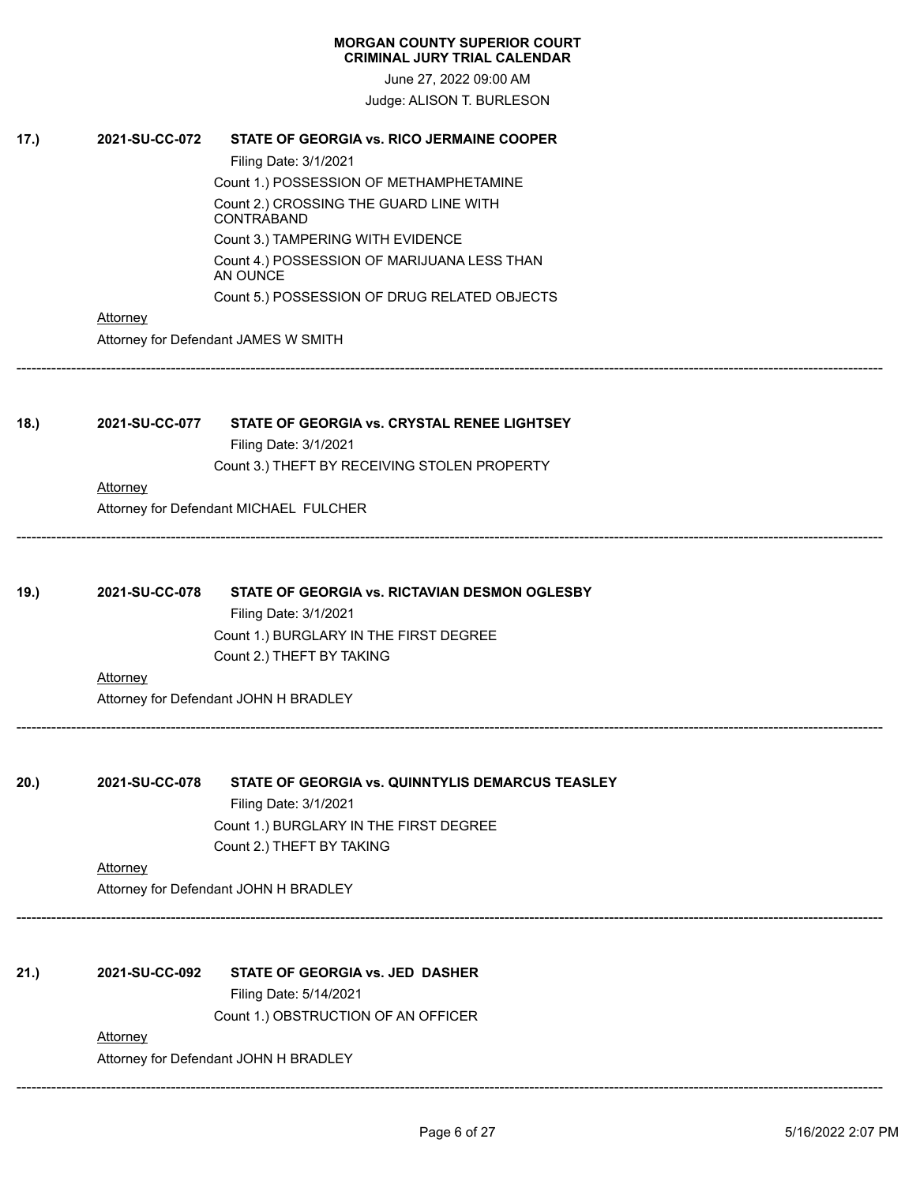**MORGAN COUNTY SUPERIOR COURT**
**CRIMINAL JURY TRIAL CALENDAR**

June 27, 2022 09:00 AM

Judge: ALISON T. BURLESON

**17.) 2021-SU-CC-072 STATE OF GEORGIA vs. RICO JERMAINE COOPER**

Filing Date: 3/1/2021

Count 1.) POSSESSION OF METHAMPHETAMINE

Count 2.) CROSSING THE GUARD LINE WITH CONTRABAND

Count 3.) TAMPERING WITH EVIDENCE

Count 4.) POSSESSION OF MARIJUANA LESS THAN AN OUNCE

Count 5.) POSSESSION OF DRUG RELATED OBJECTS

Attorney

Attorney for Defendant JAMES W SMITH

---

**18.) 2021-SU-CC-077 STATE OF GEORGIA vs. CRYSTAL RENEE LIGHTSEY**

Filing Date: 3/1/2021

Count 3.) THEFT BY RECEIVING STOLEN PROPERTY

Attorney

Attorney for Defendant MICHAEL FULCHER

---

**19.) 2021-SU-CC-078 STATE OF GEORGIA vs. RICTAVIAN DESMON OGLESBY**

Filing Date: 3/1/2021

Count 1.) BURGLARY IN THE FIRST DEGREE

Count 2.) THEFT BY TAKING

Attorney

Attorney for Defendant JOHN H BRADLEY

---

**20.) 2021-SU-CC-078 STATE OF GEORGIA vs. QUINNTYLIS DEMARCUS TEASLEY**

Filing Date: 3/1/2021

Count 1.) BURGLARY IN THE FIRST DEGREE

Count 2.) THEFT BY TAKING

Attorney

Attorney for Defendant JOHN H BRADLEY

---

**21.) 2021-SU-CC-092 STATE OF GEORGIA vs. JED DASHER**

Filing Date: 5/14/2021

Count 1.) OBSTRUCTION OF AN OFFICER

Attorney

Attorney for Defendant JOHN H BRADLEY

---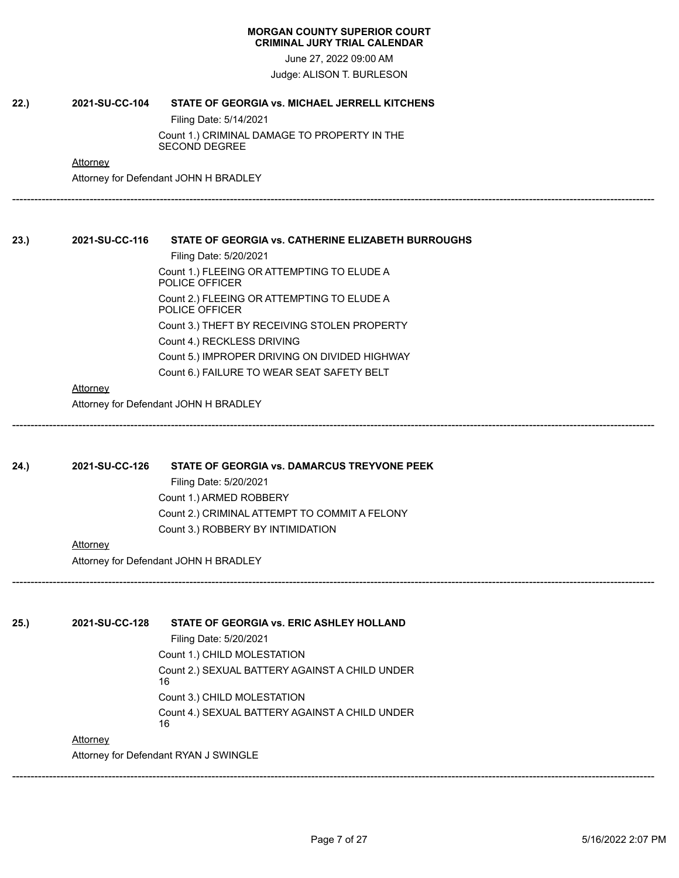**MORGAN COUNTY SUPERIOR COURT**
**CRIMINAL JURY TRIAL CALENDAR**

June 27, 2022 09:00 AM

Judge: ALISON T. BURLESON

**22.)** **2021-SU-CC-104** **STATE OF GEORGIA vs. MICHAEL JERRELL KITCHENS**

Filing Date: 5/14/2021

Count 1.) CRIMINAL DAMAGE TO PROPERTY IN THE SECOND DEGREE

Attorney

Attorney for Defendant JOHN H BRADLEY

---

**23.)** **2021-SU-CC-116** **STATE OF GEORGIA vs. CATHERINE ELIZABETH BURROUGHS**

Filing Date: 5/20/2021

Count 1.) FLEEING OR ATTEMPTING TO ELUDE A POLICE OFFICER

Count 2.) FLEEING OR ATTEMPTING TO ELUDE A POLICE OFFICER

Count 3.) THEFT BY RECEIVING STOLEN PROPERTY

Count 4.) RECKLESS DRIVING

Count 5.) IMPROPER DRIVING ON DIVIDED HIGHWAY

Count 6.) FAILURE TO WEAR SEAT SAFETY BELT

Attorney

Attorney for Defendant JOHN H BRADLEY

---

**24.)** **2021-SU-CC-126** **STATE OF GEORGIA vs. DAMARCUS TREYVONE PEEK**

Filing Date: 5/20/2021

Count 1.) ARMED ROBBERY

Count 2.) CRIMINAL ATTEMPT TO COMMIT A FELONY

Count 3.) ROBBERY BY INTIMIDATION

Attorney

Attorney for Defendant JOHN H BRADLEY

---

**25.)** **2021-SU-CC-128** **STATE OF GEORGIA vs. ERIC ASHLEY HOLLAND**

Filing Date: 5/20/2021

Count 1.) CHILD MOLESTATION

Count 2.) SEXUAL BATTERY AGAINST A CHILD UNDER 16

Count 3.) CHILD MOLESTATION

Count 4.) SEXUAL BATTERY AGAINST A CHILD UNDER 16

Attorney

Attorney for Defendant RYAN J SWINGLE

---

5/16/2022 2:07 PM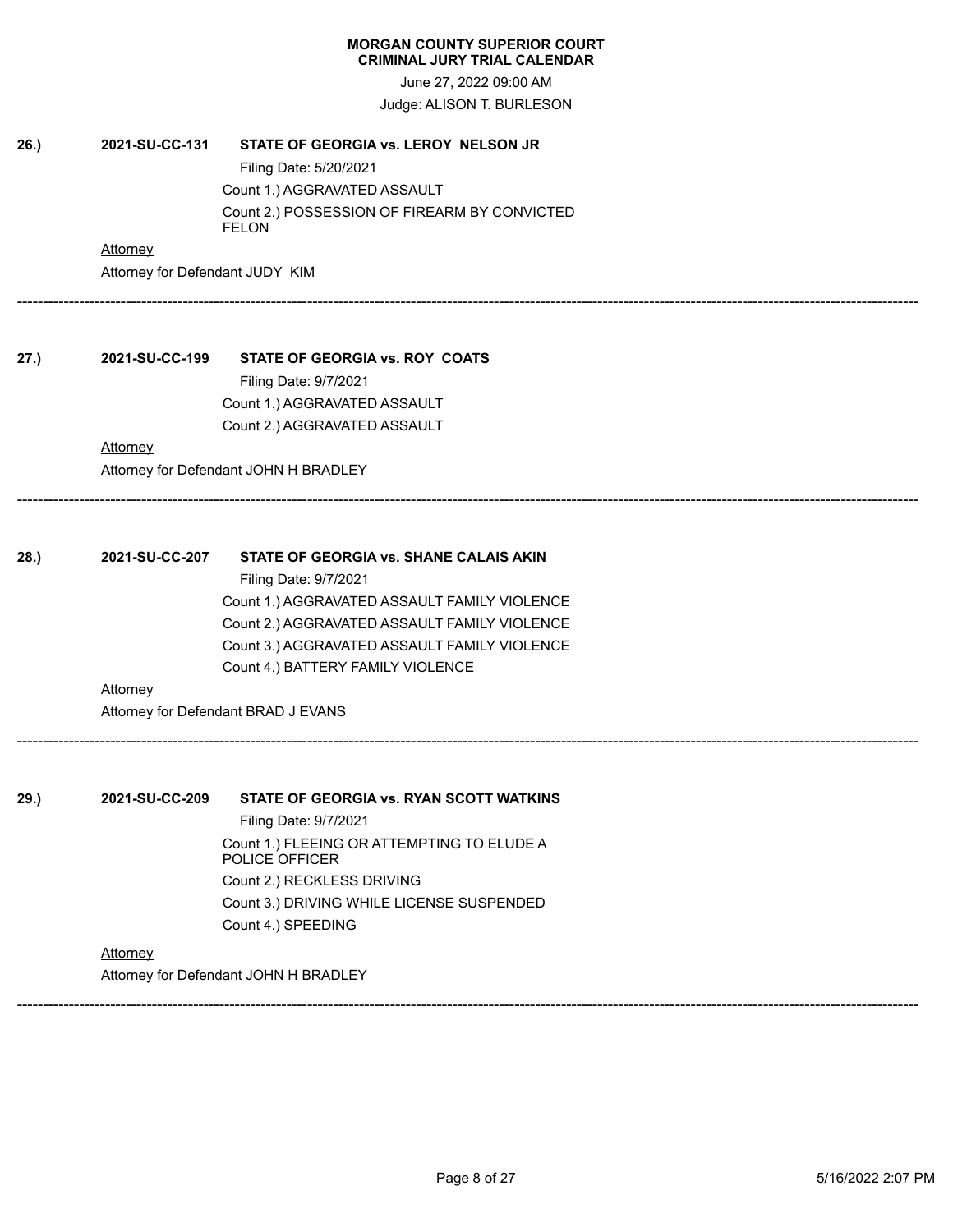**MORGAN COUNTY SUPERIOR COURT**
**CRIMINAL JURY TRIAL CALENDAR**

June 27, 2022 09:00 AM

Judge: ALISON T. BURLESON

**26.)** **2021-SU-CC-131** **STATE OF GEORGIA vs. LEROY NELSON JR**

Filing Date: 5/20/2021

Count 1.) AGGRAVATED ASSAULT

Count 2.) POSSESSION OF FIREARM BY CONVICTED FELON

Attorney

Attorney for Defendant JUDY KIM

---

**27.)** **2021-SU-CC-199** **STATE OF GEORGIA vs. ROY COATS**

Filing Date: 9/7/2021

Count 1.) AGGRAVATED ASSAULT

Count 2.) AGGRAVATED ASSAULT

Attorney

Attorney for Defendant JOHN H BRADLEY

---

**28.)** **2021-SU-CC-207** **STATE OF GEORGIA vs. SHANE CALAIS AKIN**

Filing Date: 9/7/2021

Count 1.) AGGRAVATED ASSAULT FAMILY VIOLENCE

Count 2.) AGGRAVATED ASSAULT FAMILY VIOLENCE

Count 3.) AGGRAVATED ASSAULT FAMILY VIOLENCE

Count 4.) BATTERY FAMILY VIOLENCE

Attorney

Attorney for Defendant BRAD J EVANS

---

**29.)** **2021-SU-CC-209** **STATE OF GEORGIA vs. RYAN SCOTT WATKINS**

Filing Date: 9/7/2021

Count 1.) FLEEING OR ATTEMPTING TO ELUDE A POLICE OFFICER

Count 2.) RECKLESS DRIVING

Count 3.) DRIVING WHILE LICENSE SUSPENDED

Count 4.) SPEEDING

Attorney

Attorney for Defendant JOHN H BRADLEY

---

5/16/2022 2:07 PM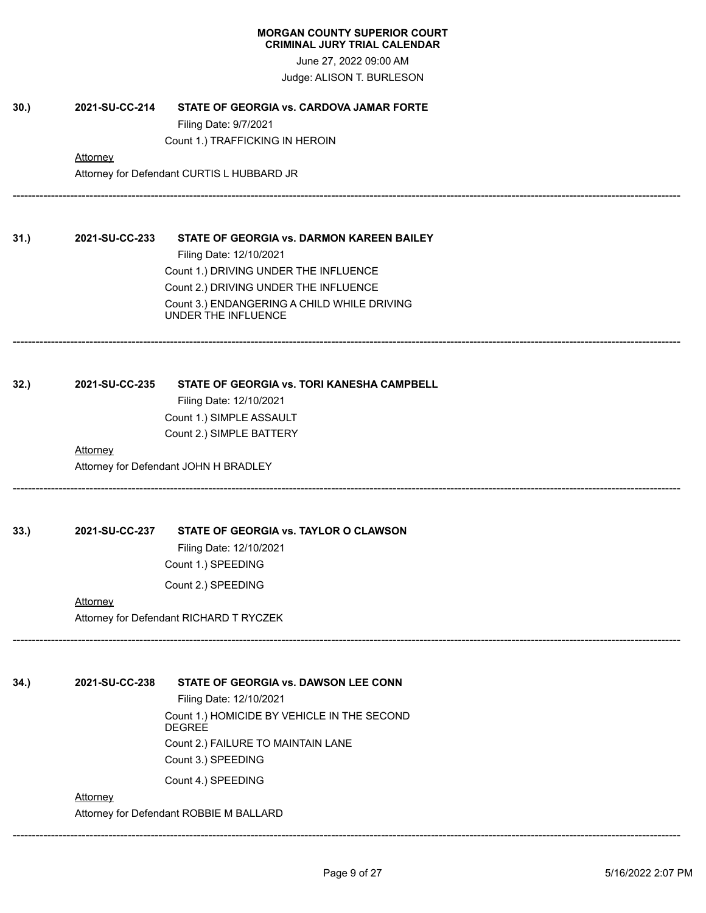**MORGAN COUNTY SUPERIOR COURT**
**CRIMINAL JURY TRIAL CALENDAR**

June 27, 2022 09:00 AM

Judge: ALISON T. BURLESON

**30.) 2021-SU-CC-214 STATE OF GEORGIA vs. CARDOVA JAMAR FORTE**

Filing Date: 9/7/2021

Count 1.) TRAFFICKING IN HEROIN

Attorney

Attorney for Defendant CURTIS L HUBBARD JR

---

**31.) 2021-SU-CC-233 STATE OF GEORGIA vs. DARMON KAREEN BAILEY**

Filing Date: 12/10/2021

Count 1.) DRIVING UNDER THE INFLUENCE

Count 2.) DRIVING UNDER THE INFLUENCE

Count 3.) ENDANGERING A CHILD WHILE DRIVING UNDER THE INFLUENCE

---

**32.) 2021-SU-CC-235 STATE OF GEORGIA vs. TORI KANESHA CAMPBELL**

Filing Date: 12/10/2021

Count 1.) SIMPLE ASSAULT

Count 2.) SIMPLE BATTERY

Attorney

Attorney for Defendant JOHN H BRADLEY

---

**33.) 2021-SU-CC-237 STATE OF GEORGIA vs. TAYLOR O CLAWSON**

Filing Date: 12/10/2021

Count 1.) SPEEDING

Count 2.) SPEEDING

Attorney

Attorney for Defendant RICHARD T RYCZEK

---

**34.) 2021-SU-CC-238 STATE OF GEORGIA vs. DAWSON LEE CONN**

Filing Date: 12/10/2021

Count 1.) HOMICIDE BY VEHICLE IN THE SECOND DEGREE

Count 2.) FAILURE TO MAINTAIN LANE

Count 3.) SPEEDING

Count 4.) SPEEDING

Attorney

Attorney for Defendant ROBBIE M BALLARD

---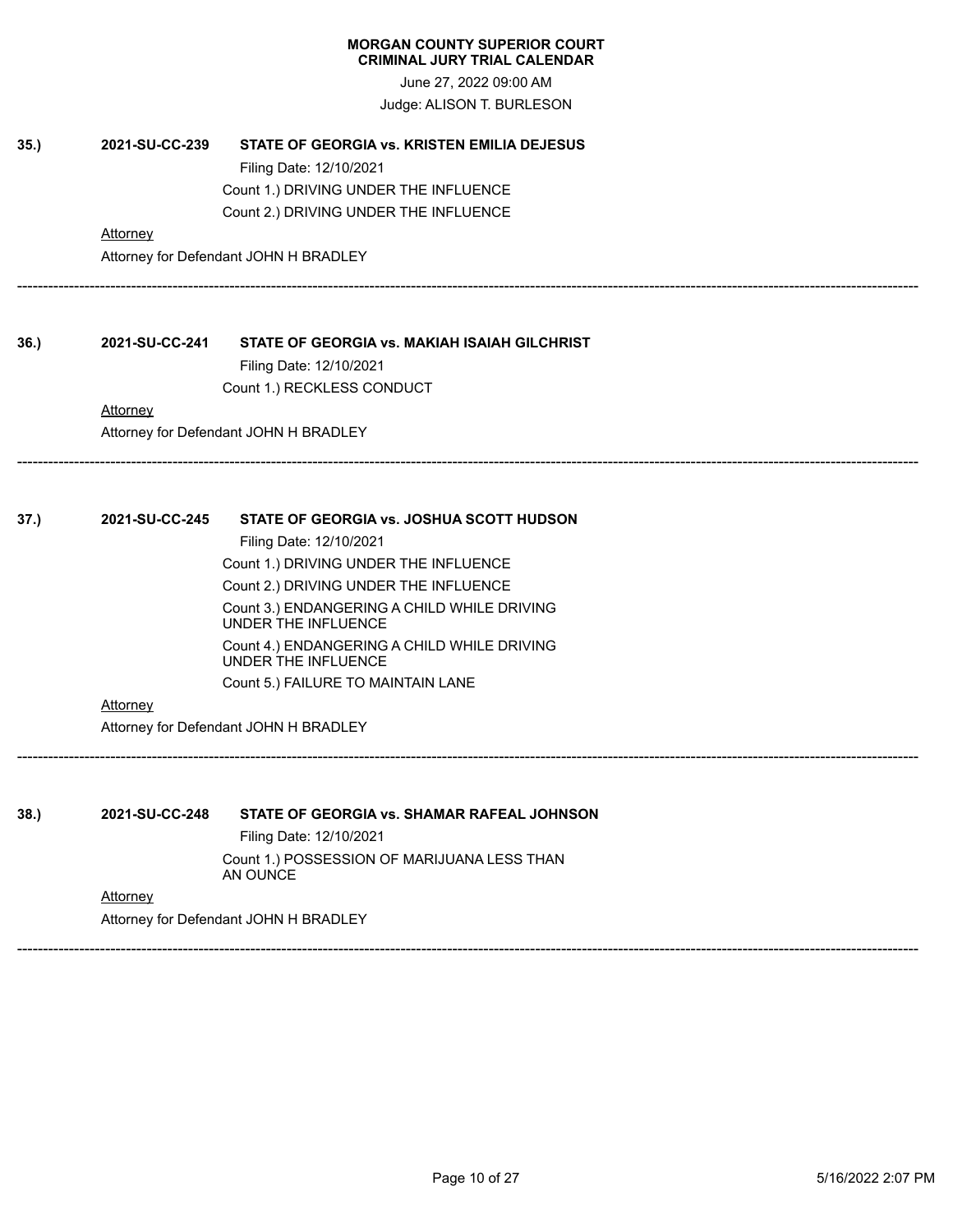**MORGAN COUNTY SUPERIOR COURT**
**CRIMINAL JURY TRIAL CALENDAR**

June 27, 2022 09:00 AM

Judge: ALISON T. BURLESON

**35.)** **2021-SU-CC-239** **STATE OF GEORGIA vs. KRISTEN EMILIA DEJESUS**

Filing Date: 12/10/2021

Count 1.) DRIVING UNDER THE INFLUENCE

Count 2.) DRIVING UNDER THE INFLUENCE

Attorney

Attorney for Defendant JOHN H BRADLEY

---

**36.)** **2021-SU-CC-241** **STATE OF GEORGIA vs. MAKIAH ISAIAH GILCHRIST**

Filing Date: 12/10/2021

Count 1.) RECKLESS CONDUCT

Attorney

Attorney for Defendant JOHN H BRADLEY

---

**37.)** **2021-SU-CC-245** **STATE OF GEORGIA vs. JOSHUA SCOTT HUDSON**

Filing Date: 12/10/2021

Count 1.) DRIVING UNDER THE INFLUENCE

Count 2.) DRIVING UNDER THE INFLUENCE

Count 3.) ENDANGERING A CHILD WHILE DRIVING UNDER THE INFLUENCE

Count 4.) ENDANGERING A CHILD WHILE DRIVING UNDER THE INFLUENCE

Count 5.) FAILURE TO MAINTAIN LANE

Attorney

Attorney for Defendant JOHN H BRADLEY

---

**38.)** **2021-SU-CC-248** **STATE OF GEORGIA vs. SHAMAR RAFEAL JOHNSON**

Filing Date: 12/10/2021

Count 1.) POSSESSION OF MARIJUANA LESS THAN AN OUNCE

Attorney

Attorney for Defendant JOHN H BRADLEY

---

5/16/2022 2:07 PM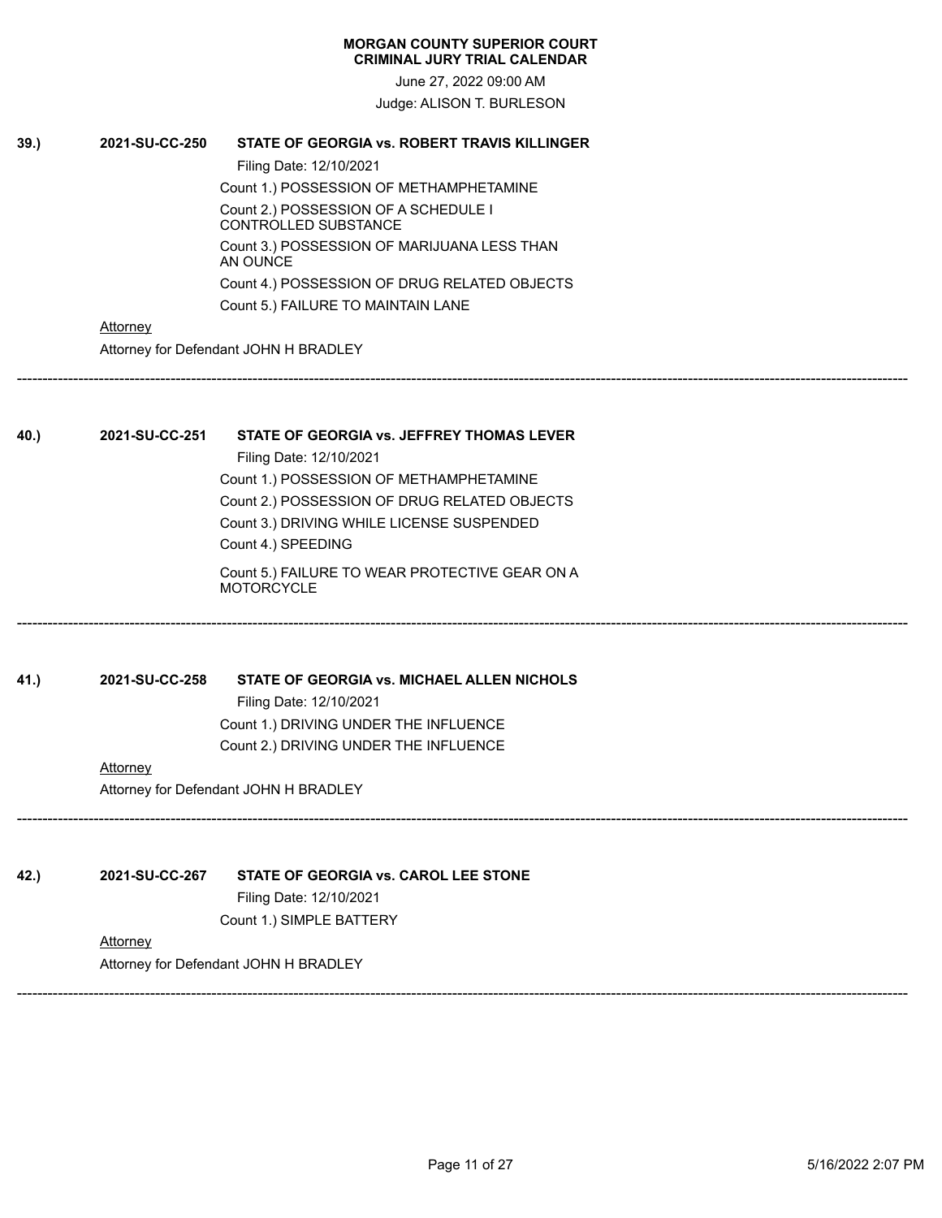**MORGAN COUNTY SUPERIOR COURT**
**CRIMINAL JURY TRIAL CALENDAR**

June 27, 2022 09:00 AM

Judge: ALISON T. BURLESON

**39.) 2021-SU-CC-250 STATE OF GEORGIA vs. ROBERT TRAVIS KILLINGER**

Filing Date: 12/10/2021

Count 1.) POSSESSION OF METHAMPHETAMINE

Count 2.) POSSESSION OF A SCHEDULE I CONTROLLED SUBSTANCE

Count 3.) POSSESSION OF MARIJUANA LESS THAN AN OUNCE

Count 4.) POSSESSION OF DRUG RELATED OBJECTS

Count 5.) FAILURE TO MAINTAIN LANE

Attorney

Attorney for Defendant JOHN H BRADLEY

---

**40.) 2021-SU-CC-251 STATE OF GEORGIA vs. JEFFREY THOMAS LEVER**

Filing Date: 12/10/2021

Count 1.) POSSESSION OF METHAMPHETAMINE

Count 2.) POSSESSION OF DRUG RELATED OBJECTS

Count 3.) DRIVING WHILE LICENSE SUSPENDED

Count 4.) SPEEDING

Count 5.) FAILURE TO WEAR PROTECTIVE GEAR ON A MOTORCYCLE

---

**41.) 2021-SU-CC-258 STATE OF GEORGIA vs. MICHAEL ALLEN NICHOLS**

Filing Date: 12/10/2021

Count 1.) DRIVING UNDER THE INFLUENCE

Count 2.) DRIVING UNDER THE INFLUENCE

Attorney

Attorney for Defendant JOHN H BRADLEY

---

**42.) 2021-SU-CC-267 STATE OF GEORGIA vs. CAROL LEE STONE**

Filing Date: 12/10/2021

Count 1.) SIMPLE BATTERY

Attorney

Attorney for Defendant JOHN H BRADLEY

---

5/16/2022 2:07 PM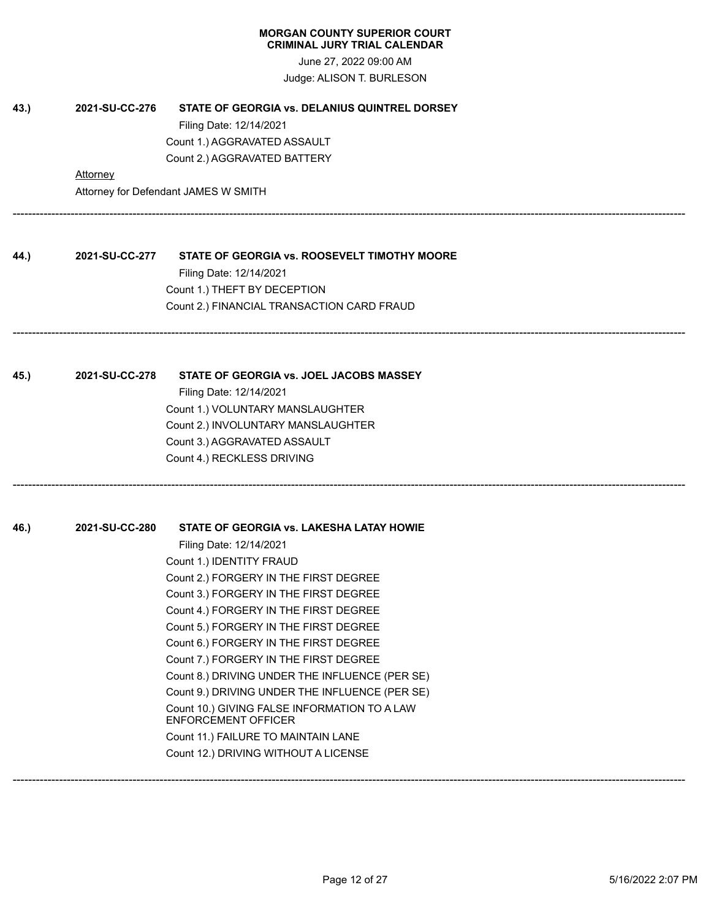**MORGAN COUNTY SUPERIOR COURT**
**CRIMINAL JURY TRIAL CALENDAR**

June 27, 2022 09:00 AM

Judge: ALISON T. BURLESON

**43.)** **2021-SU-CC-276** **STATE OF GEORGIA vs. DELANIUS QUINTREL DORSEY**

Filing Date: 12/14/2021

Count 1.) AGGRAVATED ASSAULT

Count 2.) AGGRAVATED BATTERY

Attorney

Attorney for Defendant JAMES W SMITH

---

**44.)** **2021-SU-CC-277** **STATE OF GEORGIA vs. ROOSEVELT TIMOTHY MOORE**

Filing Date: 12/14/2021

Count 1.) THEFT BY DECEPTION

Count 2.) FINANCIAL TRANSACTION CARD FRAUD

---

**45.)** **2021-SU-CC-278** **STATE OF GEORGIA vs. JOEL JACOBS MASSEY**

Filing Date: 12/14/2021

Count 1.) VOLUNTARY MANSLAUGHTER

Count 2.) INVOLUNTARY MANSLAUGHTER

Count 3.) AGGRAVATED ASSAULT

Count 4.) RECKLESS DRIVING

---

**46.)** **2021-SU-CC-280** **STATE OF GEORGIA vs. LAKESHA LATAY HOWIE**

Filing Date: 12/14/2021

Count 1.) IDENTITY FRAUD

Count 2.) FORGERY IN THE FIRST DEGREE

Count 3.) FORGERY IN THE FIRST DEGREE

Count 4.) FORGERY IN THE FIRST DEGREE

Count 5.) FORGERY IN THE FIRST DEGREE

Count 6.) FORGERY IN THE FIRST DEGREE

Count 7.) FORGERY IN THE FIRST DEGREE

Count 8.) DRIVING UNDER THE INFLUENCE (PER SE)

Count 9.) DRIVING UNDER THE INFLUENCE (PER SE)

Count 10.) GIVING FALSE INFORMATION TO A LAW ENFORCEMENT OFFICER

Count 11.) FAILURE TO MAINTAIN LANE

Count 12.) DRIVING WITHOUT A LICENSE

---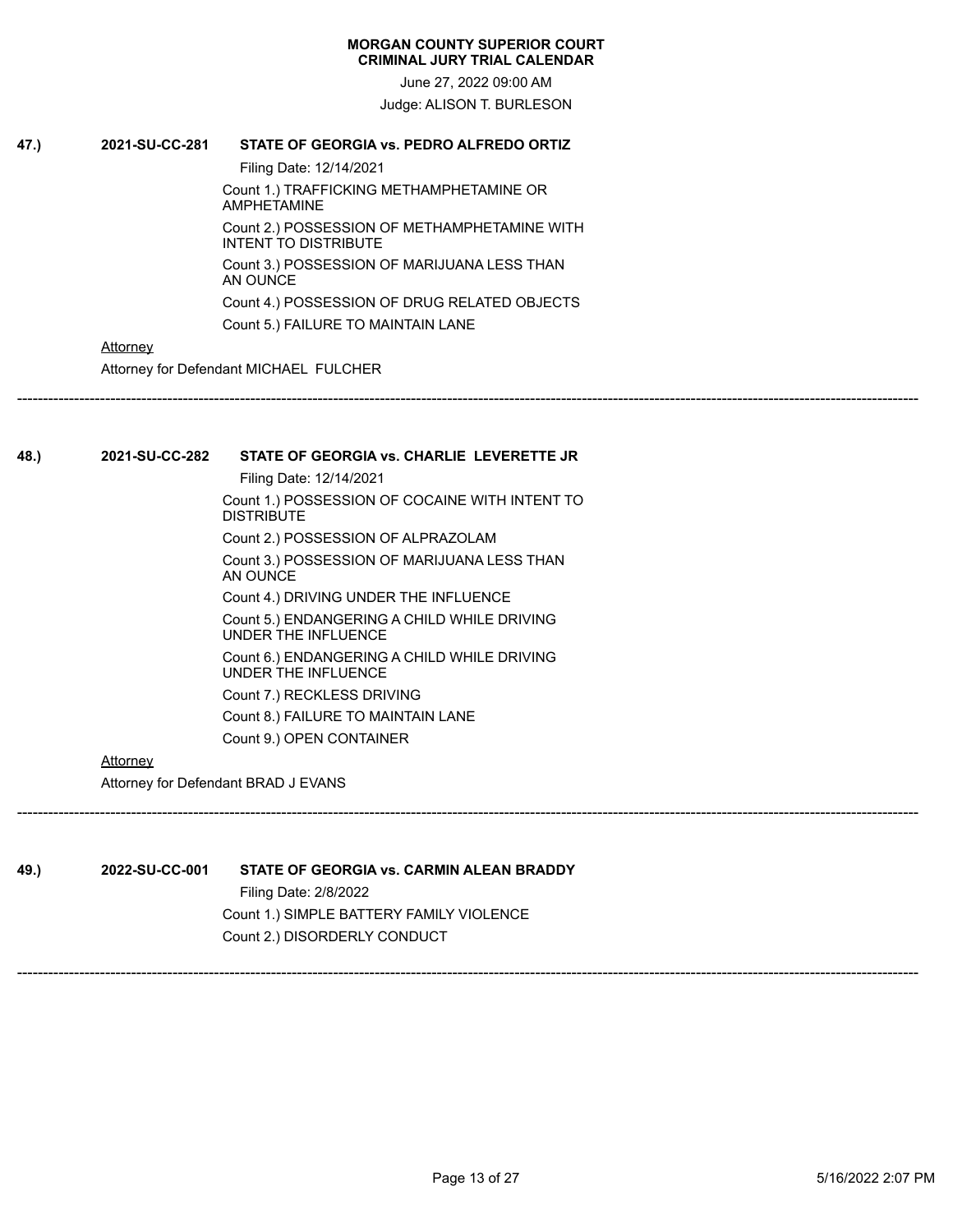**MORGAN COUNTY SUPERIOR COURT**
**CRIMINAL JURY TRIAL CALENDAR**

June 27, 2022 09:00 AM

Judge: ALISON T. BURLESON

**47.) 2021-SU-CC-281 STATE OF GEORGIA vs. PEDRO ALFREDO ORTIZ**

Filing Date: 12/14/2021

Count 1.) TRAFFICKING METHAMPHETAMINE OR AMPHETAMINE

Count 2.) POSSESSION OF METHAMPHETAMINE WITH INTENT TO DISTRIBUTE

Count 3.) POSSESSION OF MARIJUANA LESS THAN AN OUNCE

Count 4.) POSSESSION OF DRUG RELATED OBJECTS

Count 5.) FAILURE TO MAINTAIN LANE

Attorney

Attorney for Defendant MICHAEL FULCHER

---

**48.) 2021-SU-CC-282 STATE OF GEORGIA vs. CHARLIE LEVERETTE JR**

Filing Date: 12/14/2021

Count 1.) POSSESSION OF COCAINE WITH INTENT TO DISTRIBUTE

Count 2.) POSSESSION OF ALPRAZOLAM

Count 3.) POSSESSION OF MARIJUANA LESS THAN AN OUNCE

Count 4.) DRIVING UNDER THE INFLUENCE

Count 5.) ENDANGERING A CHILD WHILE DRIVING UNDER THE INFLUENCE

Count 6.) ENDANGERING A CHILD WHILE DRIVING UNDER THE INFLUENCE

Count 7.) RECKLESS DRIVING

Count 8.) FAILURE TO MAINTAIN LANE

Count 9.) OPEN CONTAINER

Attorney

Attorney for Defendant BRAD J EVANS

---

**49.) 2022-SU-CC-001 STATE OF GEORGIA vs. CARMIN ALEAN BRADDY**

Filing Date: 2/8/2022

Count 1.) SIMPLE BATTERY FAMILY VIOLENCE

Count 2.) DISORDERLY CONDUCT

---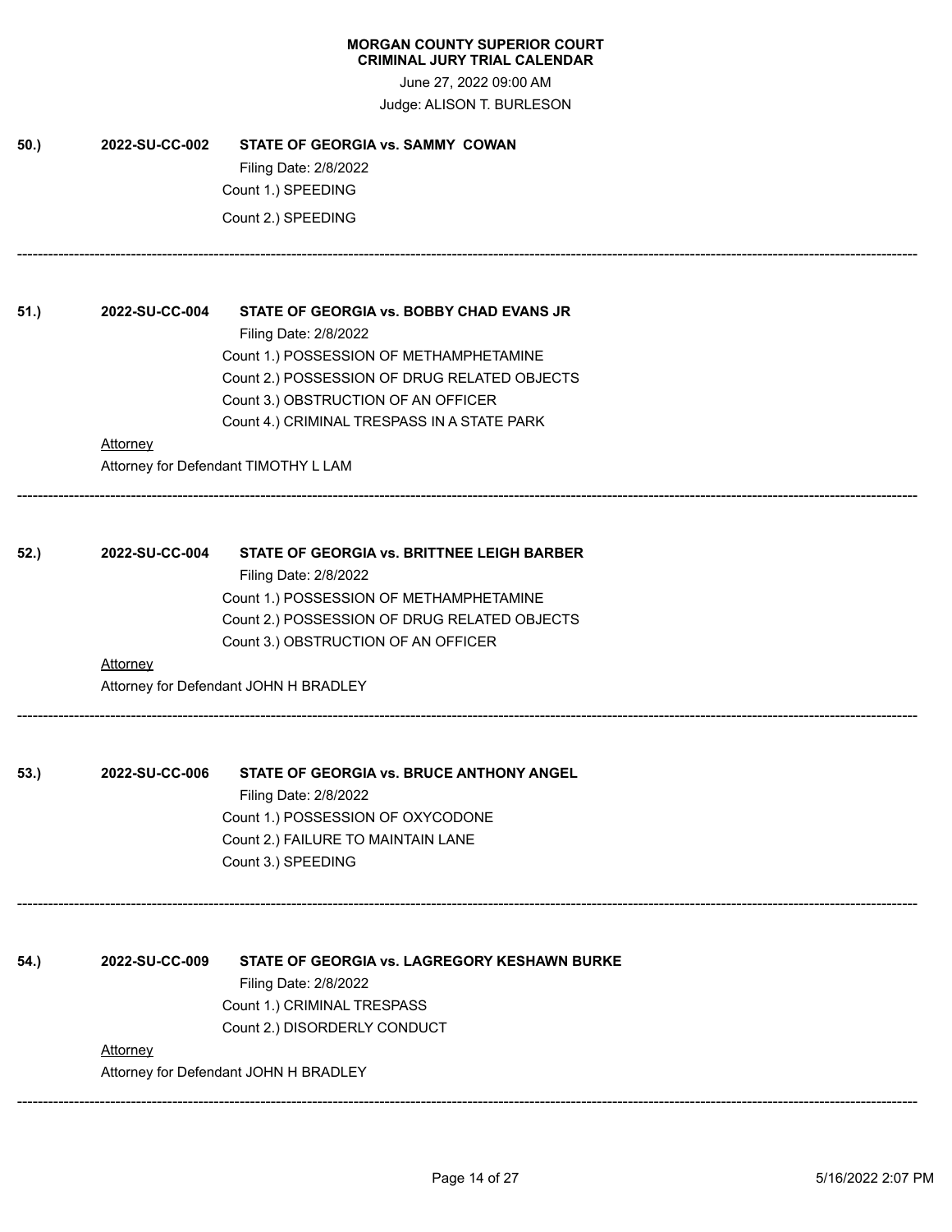**MORGAN COUNTY SUPERIOR COURT**
**CRIMINAL JURY TRIAL CALENDAR**

June 27, 2022 09:00 AM

Judge: ALISON T. BURLESON

**50.)** **2022-SU-CC-002** **STATE OF GEORGIA vs. SAMMY COWAN**

Filing Date: 2/8/2022

Count 1.) SPEEDING

Count 2.) SPEEDING

---

**51.)** **2022-SU-CC-004** **STATE OF GEORGIA vs. BOBBY CHAD EVANS JR**

Filing Date: 2/8/2022

Count 1.) POSSESSION OF METHAMPHETAMINE

Count 2.) POSSESSION OF DRUG RELATED OBJECTS

Count 3.) OBSTRUCTION OF AN OFFICER

Count 4.) CRIMINAL TRESPASS IN A STATE PARK

Attorney

Attorney for Defendant TIMOTHY L LAM

---

**52.)** **2022-SU-CC-004** **STATE OF GEORGIA vs. BRITTNEE LEIGH BARBER**

Filing Date: 2/8/2022

Count 1.) POSSESSION OF METHAMPHETAMINE

Count 2.) POSSESSION OF DRUG RELATED OBJECTS

Count 3.) OBSTRUCTION OF AN OFFICER

Attorney

Attorney for Defendant JOHN H BRADLEY

---

**53.)** **2022-SU-CC-006** **STATE OF GEORGIA vs. BRUCE ANTHONY ANGEL**

Filing Date: 2/8/2022

Count 1.) POSSESSION OF OXYCODONE

Count 2.) FAILURE TO MAINTAIN LANE

Count 3.) SPEEDING

---

**54.)** **2022-SU-CC-009** **STATE OF GEORGIA vs. LAGREGORY KESHAWN BURKE**

Filing Date: 2/8/2022

Count 1.) CRIMINAL TRESPASS

Count 2.) DISORDERLY CONDUCT

Attorney

Attorney for Defendant JOHN H BRADLEY

---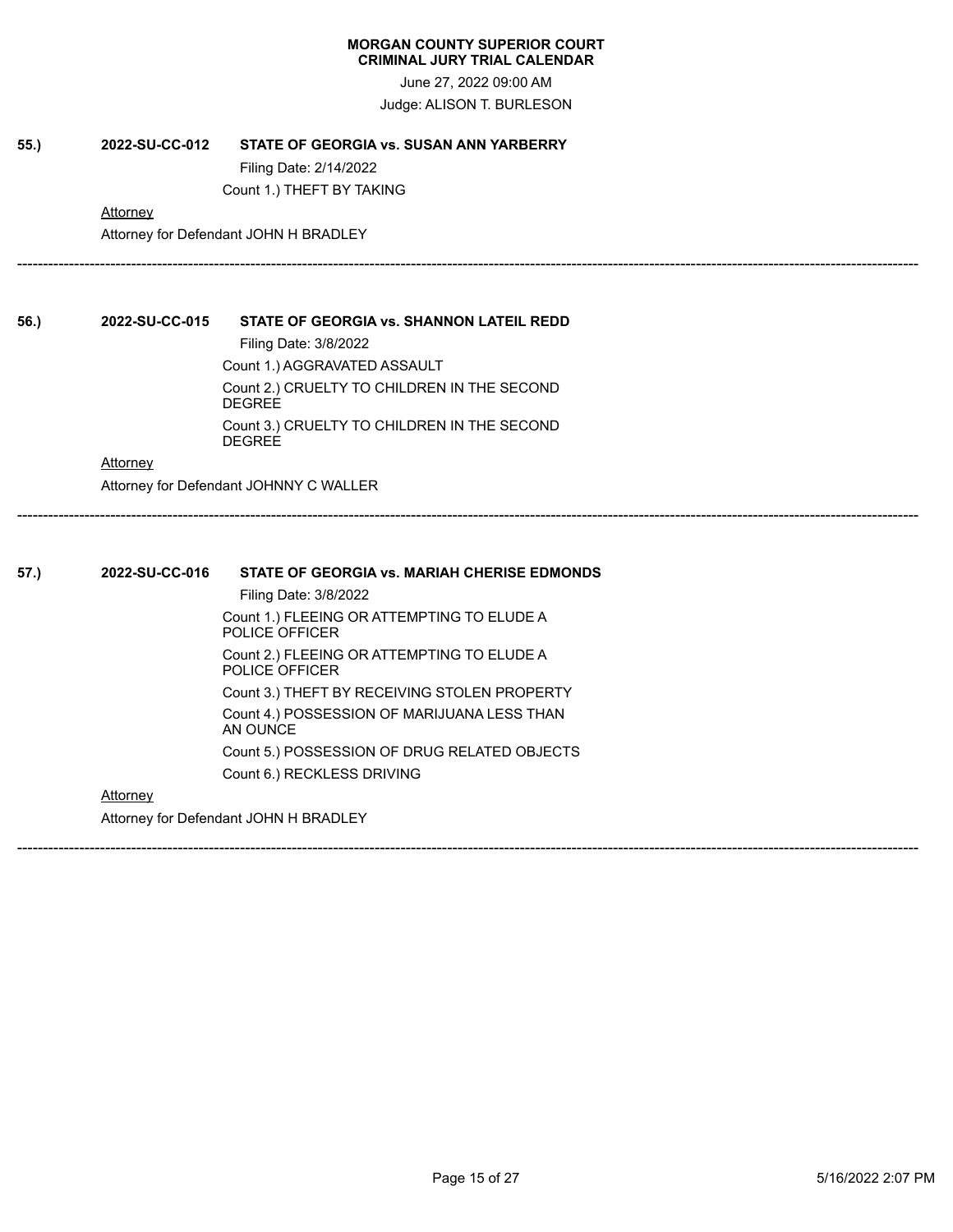**MORGAN COUNTY SUPERIOR COURT**
**CRIMINAL JURY TRIAL CALENDAR**

June 27, 2022 09:00 AM

Judge: ALISON T. BURLESON

**55.)** **2022-SU-CC-012** **STATE OF GEORGIA vs. SUSAN ANN YARBERRY**

Filing Date: 2/14/2022

Count 1.) THEFT BY TAKING

Attorney

Attorney for Defendant JOHN H BRADLEY

---

**56.)** **2022-SU-CC-015** **STATE OF GEORGIA vs. SHANNON LATEIL REDD**

Filing Date: 3/8/2022

Count 1.) AGGRAVATED ASSAULT

Count 2.) CRUELTY TO CHILDREN IN THE SECOND DEGREE

Count 3.) CRUELTY TO CHILDREN IN THE SECOND DEGREE

Attorney

Attorney for Defendant JOHNNY C WALLER

---

**57.)** **2022-SU-CC-016** **STATE OF GEORGIA vs. MARIAH CHERISE EDMONDS**

Filing Date: 3/8/2022

Count 1.) FLEEING OR ATTEMPTING TO ELUDE A POLICE OFFICER

Count 2.) FLEEING OR ATTEMPTING TO ELUDE A POLICE OFFICER

Count 3.) THEFT BY RECEIVING STOLEN PROPERTY

Count 4.) POSSESSION OF MARIJUANA LESS THAN AN OUNCE

Count 5.) POSSESSION OF DRUG RELATED OBJECTS

Count 6.) RECKLESS DRIVING

Attorney

Attorney for Defendant JOHN H BRADLEY

---

5/16/2022 2:07 PM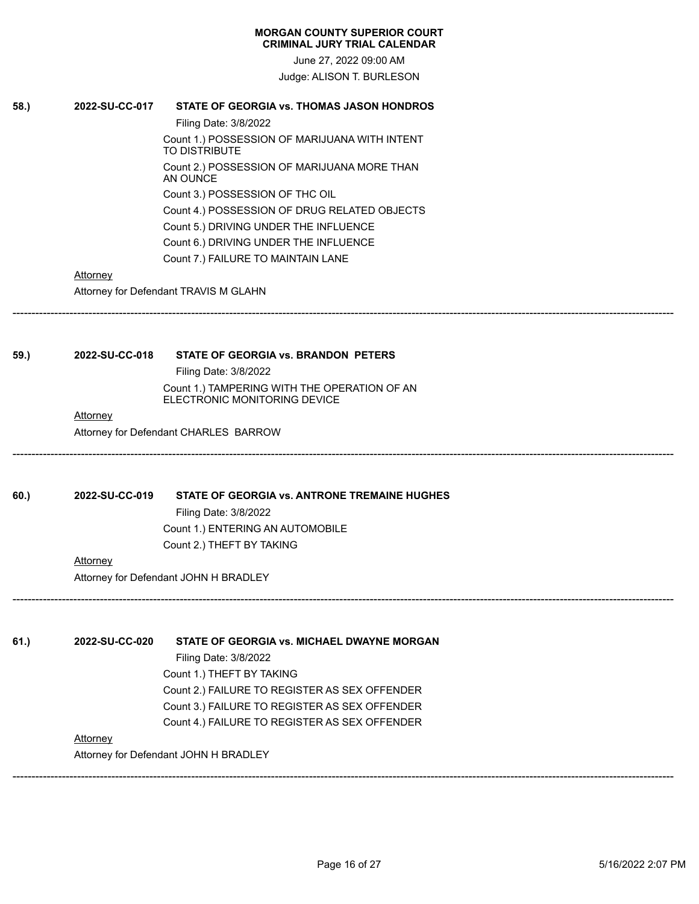**MORGAN COUNTY SUPERIOR COURT**
**CRIMINAL JURY TRIAL CALENDAR**

June 27, 2022 09:00 AM

Judge: ALISON T. BURLESON

**58.) 2022-SU-CC-017 STATE OF GEORGIA vs. THOMAS JASON HONDROS**

Filing Date: 3/8/2022

Count 1.) POSSESSION OF MARIJUANA WITH INTENT TO DISTRIBUTE
Count 2.) POSSESSION OF MARIJUANA MORE THAN AN OUNCE
Count 3.) POSSESSION OF THC OIL
Count 4.) POSSESSION OF DRUG RELATED OBJECTS
Count 5.) DRIVING UNDER THE INFLUENCE
Count 6.) DRIVING UNDER THE INFLUENCE
Count 7.) FAILURE TO MAINTAIN LANE

Attorney

Attorney for Defendant TRAVIS M GLAHN

---

**59.) 2022-SU-CC-018 STATE OF GEORGIA vs. BRANDON PETERS**

Filing Date: 3/8/2022

Count 1.) TAMPERING WITH THE OPERATION OF AN ELECTRONIC MONITORING DEVICE

Attorney

Attorney for Defendant CHARLES BARROW

---

**60.) 2022-SU-CC-019 STATE OF GEORGIA vs. ANTRONE TREMAINE HUGHES**

Filing Date: 3/8/2022

Count 1.) ENTERING AN AUTOMOBILE
Count 2.) THEFT BY TAKING

Attorney

Attorney for Defendant JOHN H BRADLEY

---

**61.) 2022-SU-CC-020 STATE OF GEORGIA vs. MICHAEL DWAYNE MORGAN**

Filing Date: 3/8/2022

Count 1.) THEFT BY TAKING
Count 2.) FAILURE TO REGISTER AS SEX OFFENDER
Count 3.) FAILURE TO REGISTER AS SEX OFFENDER
Count 4.) FAILURE TO REGISTER AS SEX OFFENDER

Attorney

Attorney for Defendant JOHN H BRADLEY

---

5/16/2022 2:07 PM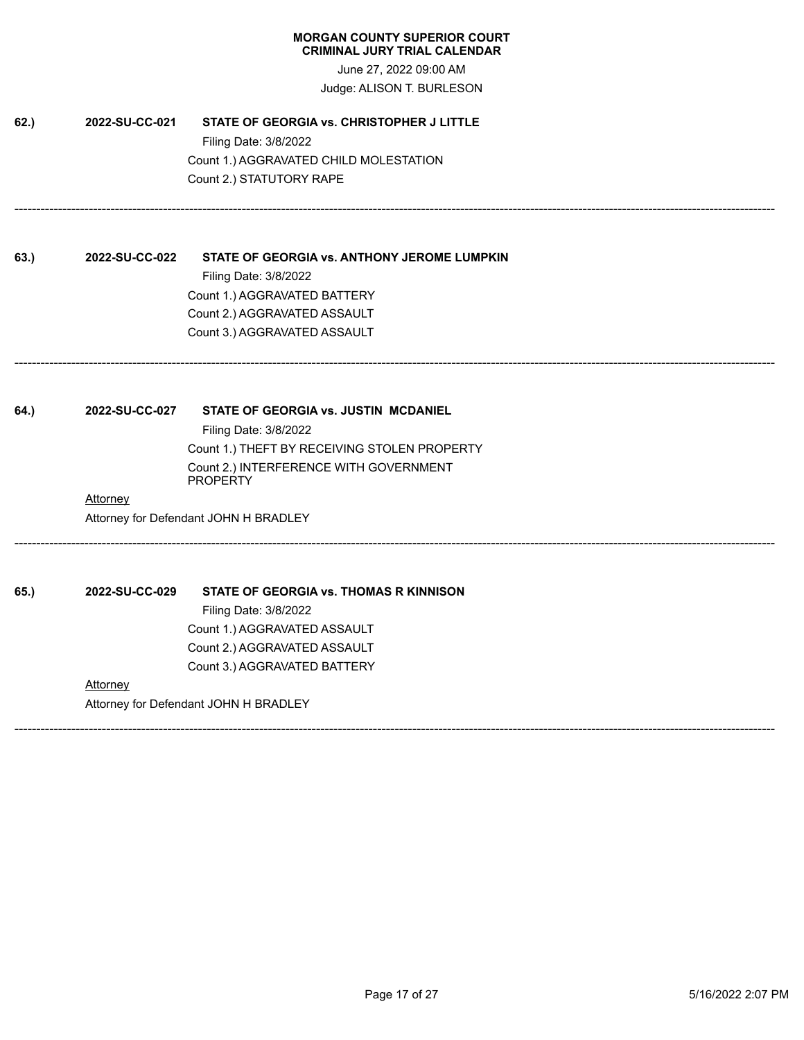**MORGAN COUNTY SUPERIOR COURT**
**CRIMINAL JURY TRIAL CALENDAR**

June 27, 2022 09:00 AM

Judge: ALISON T. BURLESON

**62.)** **2022-SU-CC-021** **STATE OF GEORGIA vs. CHRISTOPHER J LITTLE**

Filing Date: 3/8/2022

Count 1.) AGGRAVATED CHILD MOLESTATION

Count 2.) STATUTORY RAPE

---

**63.)** **2022-SU-CC-022** **STATE OF GEORGIA vs. ANTHONY JEROME LUMPKIN**

Filing Date: 3/8/2022

Count 1.) AGGRAVATED BATTERY

Count 2.) AGGRAVATED ASSAULT

Count 3.) AGGRAVATED ASSAULT

---

**64.)** **2022-SU-CC-027** **STATE OF GEORGIA vs. JUSTIN MCDANIEL**

Filing Date: 3/8/2022

Count 1.) THEFT BY RECEIVING STOLEN PROPERTY

Count 2.) INTERFERENCE WITH GOVERNMENT PROPERTY

Attorney

Attorney for Defendant JOHN H BRADLEY

---

**65.)** **2022-SU-CC-029** **STATE OF GEORGIA vs. THOMAS R KINNISON**

Filing Date: 3/8/2022

Count 1.) AGGRAVATED ASSAULT

Count 2.) AGGRAVATED ASSAULT

Count 3.) AGGRAVATED BATTERY

Attorney

Attorney for Defendant JOHN H BRADLEY

---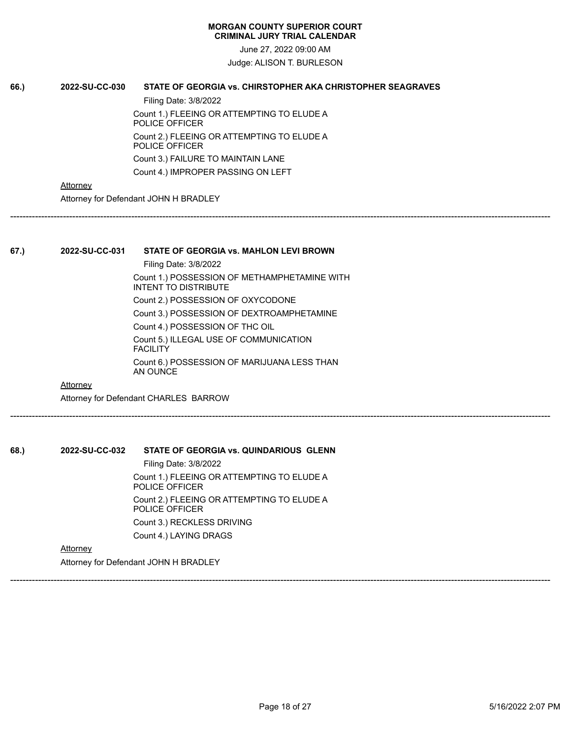**MORGAN COUNTY SUPERIOR COURT**
**CRIMINAL JURY TRIAL CALENDAR**

June 27, 2022 09:00 AM

Judge: ALISON T. BURLESON

**66.)** **2022-SU-CC-030** **STATE OF GEORGIA vs. CHIRSTOPHER AKA CHRISTOPHER SEAGRAVES**

Filing Date: 3/8/2022

Count 1.) FLEEING OR ATTEMPTING TO ELUDE A POLICE OFFICER

Count 2.) FLEEING OR ATTEMPTING TO ELUDE A POLICE OFFICER

Count 3.) FAILURE TO MAINTAIN LANE

Count 4.) IMPROPER PASSING ON LEFT

Attorney

Attorney for Defendant JOHN H BRADLEY

---

**67.)** **2022-SU-CC-031** **STATE OF GEORGIA vs. MAHLON LEVI BROWN**

Filing Date: 3/8/2022

Count 1.) POSSESSION OF METHAMPHETAMINE WITH INTENT TO DISTRIBUTE

Count 2.) POSSESSION OF OXYCODONE

Count 3.) POSSESSION OF DEXTROAMPHETAMINE

Count 4.) POSSESSION OF THC OIL

Count 5.) ILLEGAL USE OF COMMUNICATION FACILITY

Count 6.) POSSESSION OF MARIJUANA LESS THAN AN OUNCE

Attorney

Attorney for Defendant CHARLES BARROW

---

**68.)** **2022-SU-CC-032** **STATE OF GEORGIA vs. QUINDARIOUS GLENN**

Filing Date: 3/8/2022

Count 1.) FLEEING OR ATTEMPTING TO ELUDE A POLICE OFFICER

Count 2.) FLEEING OR ATTEMPTING TO ELUDE A POLICE OFFICER

Count 3.) RECKLESS DRIVING

Count 4.) LAYING DRAGS

Attorney

Attorney for Defendant JOHN H BRADLEY

---

5/16/2022 2:07 PM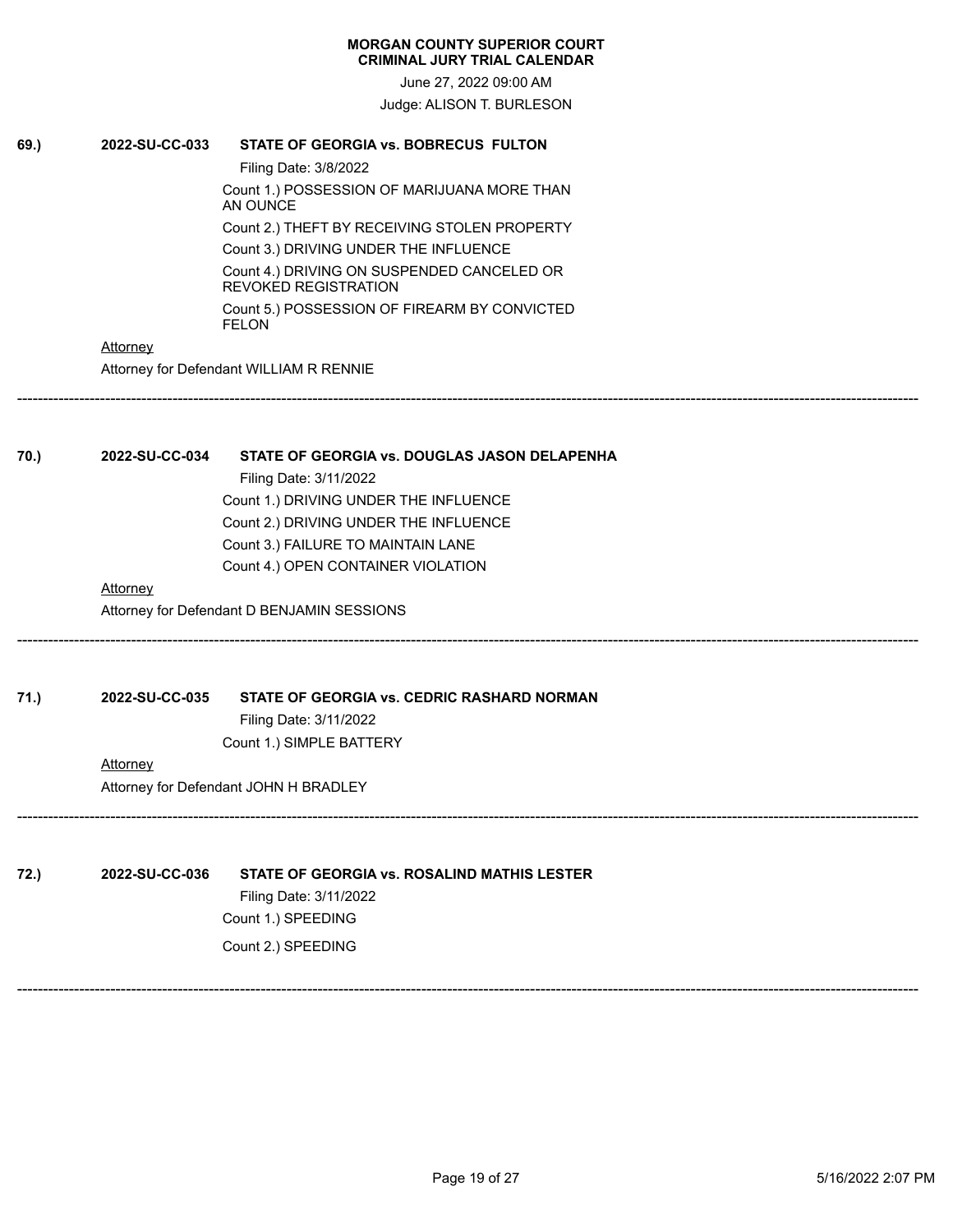**MORGAN COUNTY SUPERIOR COURT**
**CRIMINAL JURY TRIAL CALENDAR**

June 27, 2022 09:00 AM

Judge: ALISON T. BURLESON

**69.) 2022-SU-CC-033 STATE OF GEORGIA vs. BOBRECUS FULTON**

Filing Date: 3/8/2022

Count 1.) POSSESSION OF MARIJUANA MORE THAN AN OUNCE

Count 2.) THEFT BY RECEIVING STOLEN PROPERTY

Count 3.) DRIVING UNDER THE INFLUENCE

Count 4.) DRIVING ON SUSPENDED CANCELED OR REVOKED REGISTRATION

Count 5.) POSSESSION OF FIREARM BY CONVICTED FELON

Attorney

Attorney for Defendant WILLIAM R RENNIE

---

**70.) 2022-SU-CC-034 STATE OF GEORGIA vs. DOUGLAS JASON DELAPENHA**

Filing Date: 3/11/2022

Count 1.) DRIVING UNDER THE INFLUENCE

Count 2.) DRIVING UNDER THE INFLUENCE

Count 3.) FAILURE TO MAINTAIN LANE

Count 4.) OPEN CONTAINER VIOLATION

Attorney

Attorney for Defendant D BENJAMIN SESSIONS

---

**71.) 2022-SU-CC-035 STATE OF GEORGIA vs. CEDRIC RASHARD NORMAN**

Filing Date: 3/11/2022

Count 1.) SIMPLE BATTERY

Attorney

Attorney for Defendant JOHN H BRADLEY

---

**72.) 2022-SU-CC-036 STATE OF GEORGIA vs. ROSALIND MATHIS LESTER**

Filing Date: 3/11/2022

Count 1.) SPEEDING

Count 2.) SPEEDING

---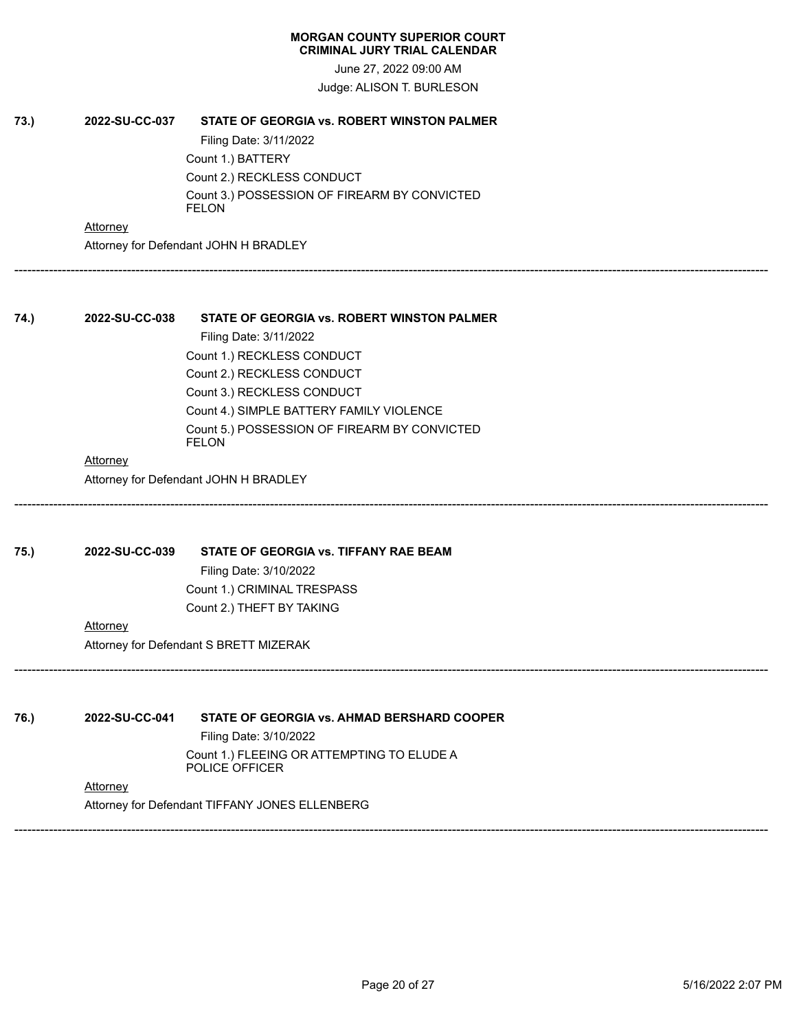**MORGAN COUNTY SUPERIOR COURT**
**CRIMINAL JURY TRIAL CALENDAR**

June 27, 2022 09:00 AM

Judge: ALISON T. BURLESON

**73.)** **2022-SU-CC-037** **STATE OF GEORGIA vs. ROBERT WINSTON PALMER**

Filing Date: 3/11/2022

Count 1.) BATTERY

Count 2.) RECKLESS CONDUCT

Count 3.) POSSESSION OF FIREARM BY CONVICTED FELON

Attorney

Attorney for Defendant JOHN H BRADLEY

---

**74.)** **2022-SU-CC-038** **STATE OF GEORGIA vs. ROBERT WINSTON PALMER**

Filing Date: 3/11/2022

Count 1.) RECKLESS CONDUCT

Count 2.) RECKLESS CONDUCT

Count 3.) RECKLESS CONDUCT

Count 4.) SIMPLE BATTERY FAMILY VIOLENCE

Count 5.) POSSESSION OF FIREARM BY CONVICTED FELON

Attorney

Attorney for Defendant JOHN H BRADLEY

---

**75.)** **2022-SU-CC-039** **STATE OF GEORGIA vs. TIFFANY RAE BEAM**

Filing Date: 3/10/2022

Count 1.) CRIMINAL TRESPASS

Count 2.) THEFT BY TAKING

Attorney

Attorney for Defendant S BRETT MIZERAK

---

**76.)** **2022-SU-CC-041** **STATE OF GEORGIA vs. AHMAD BERSHARD COOPER**

Filing Date: 3/10/2022

Count 1.) FLEEING OR ATTEMPTING TO ELUDE A POLICE OFFICER

Attorney

Attorney for Defendant TIFFANY JONES ELLENBERG

---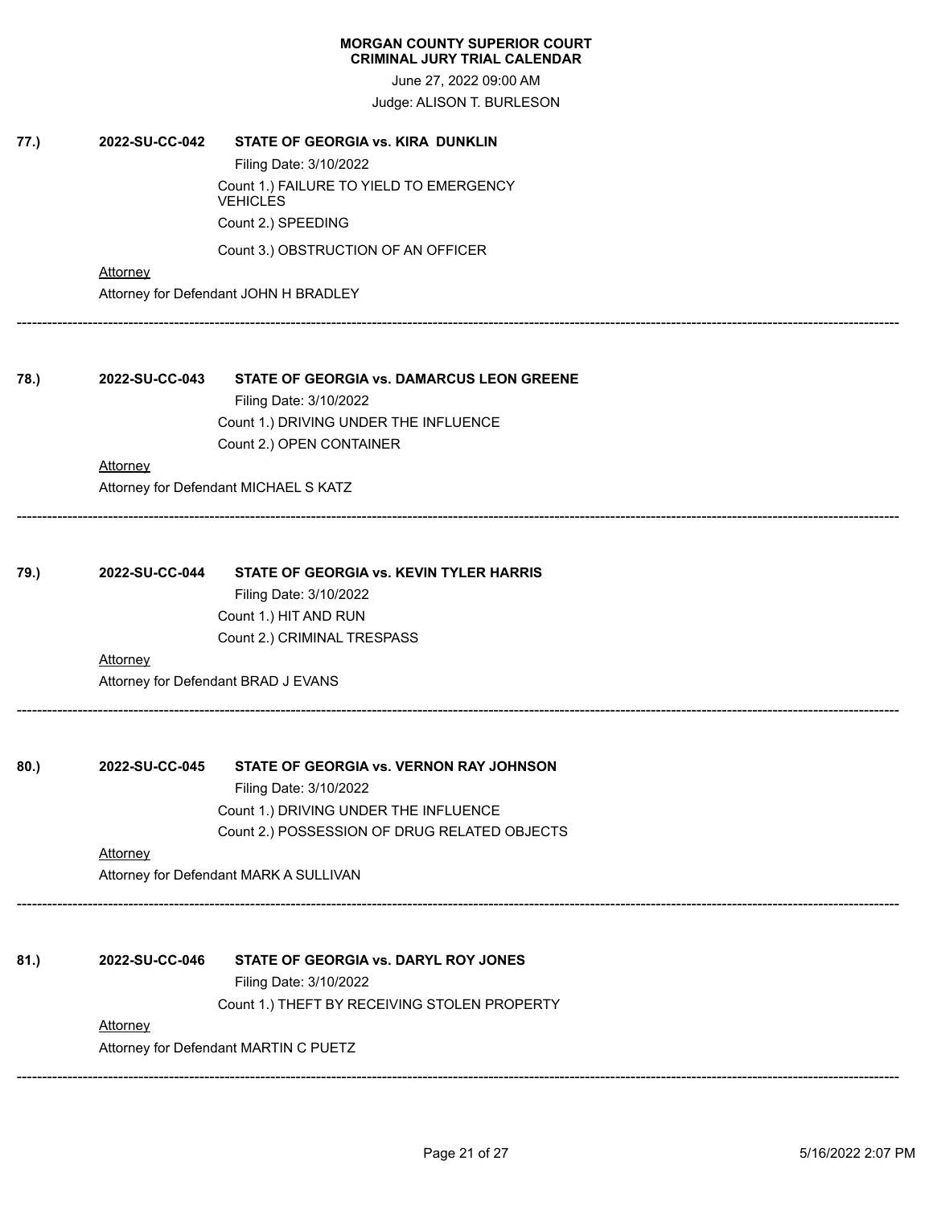**MORGAN COUNTY SUPERIOR COURT**
**CRIMINAL JURY TRIAL CALENDAR**

June 27, 2022 09:00 AM

Judge: ALISON T. BURLESON

**77.)** **2022-SU-CC-042** **STATE OF GEORGIA vs. KIRA DUNKLIN**

Filing Date: 3/10/2022

Count 1.) FAILURE TO YIELD TO EMERGENCY VEHICLES

Count 2.) SPEEDING

Count 3.) OBSTRUCTION OF AN OFFICER

Attorney

Attorney for Defendant JOHN H BRADLEY

---

**78.)** **2022-SU-CC-043** **STATE OF GEORGIA vs. DAMARCUS LEON GREENE**

Filing Date: 3/10/2022

Count 1.) DRIVING UNDER THE INFLUENCE

Count 2.) OPEN CONTAINER

Attorney

Attorney for Defendant MICHAEL S KATZ

---

**79.)** **2022-SU-CC-044** **STATE OF GEORGIA vs. KEVIN TYLER HARRIS**

Filing Date: 3/10/2022

Count 1.) HIT AND RUN

Count 2.) CRIMINAL TRESPASS

Attorney

Attorney for Defendant BRAD J EVANS

---

**80.)** **2022-SU-CC-045** **STATE OF GEORGIA vs. VERNON RAY JOHNSON**

Filing Date: 3/10/2022

Count 1.) DRIVING UNDER THE INFLUENCE

Count 2.) POSSESSION OF DRUG RELATED OBJECTS

Attorney

Attorney for Defendant MARK A SULLIVAN

---

**81.)** **2022-SU-CC-046** **STATE OF GEORGIA vs. DARYL ROY JONES**

Filing Date: 3/10/2022

Count 1.) THEFT BY RECEIVING STOLEN PROPERTY

Attorney

Attorney for Defendant MARTIN C PUETZ

---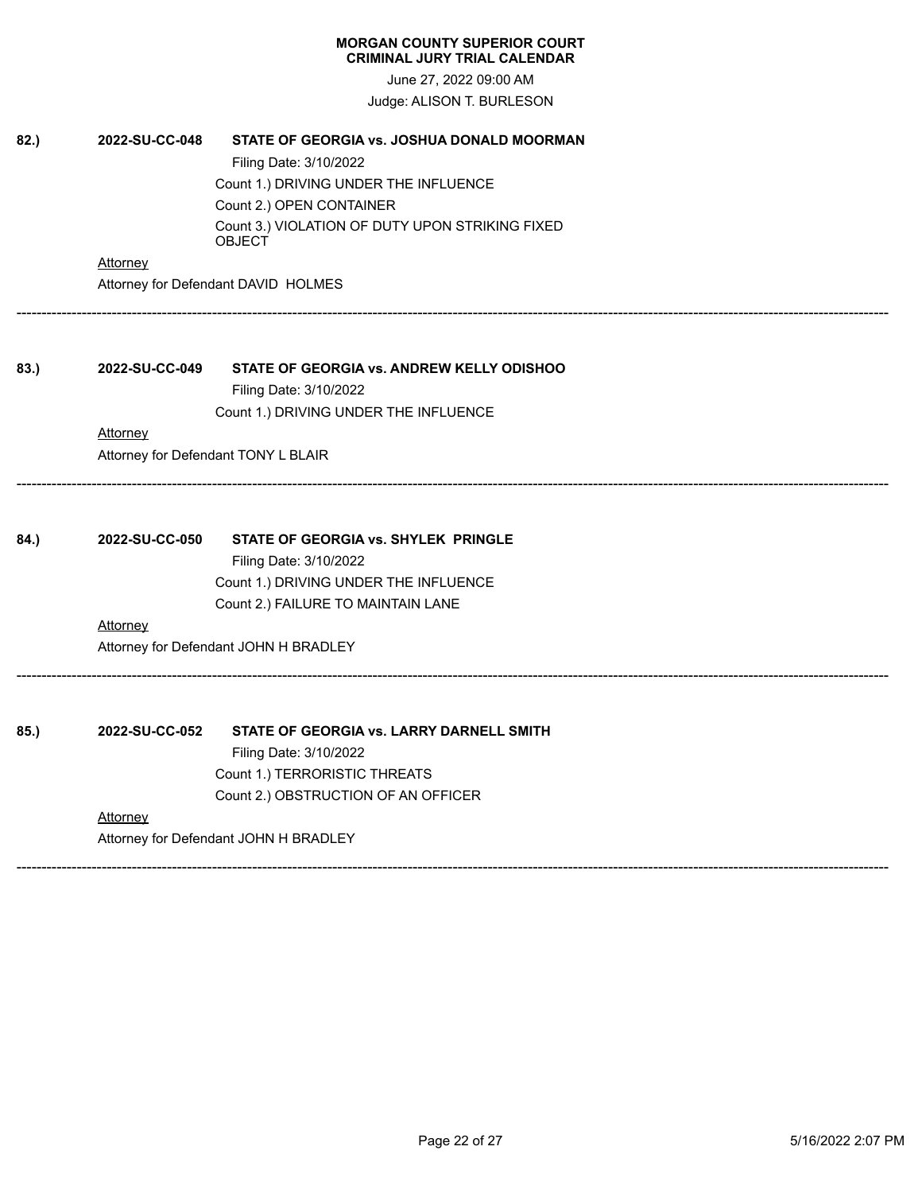**MORGAN COUNTY SUPERIOR COURT**
**CRIMINAL JURY TRIAL CALENDAR**

June 27, 2022 09:00 AM

Judge: ALISON T. BURLESON

**82.)** **2022-SU-CC-048** **STATE OF GEORGIA vs. JOSHUA DONALD MOORMAN**

Filing Date: 3/10/2022

Count 1.) DRIVING UNDER THE INFLUENCE

Count 2.) OPEN CONTAINER

Count 3.) VIOLATION OF DUTY UPON STRIKING FIXED OBJECT

Attorney

Attorney for Defendant DAVID HOLMES

---

**83.)** **2022-SU-CC-049** **STATE OF GEORGIA vs. ANDREW KELLY ODISHOO**

Filing Date: 3/10/2022

Count 1.) DRIVING UNDER THE INFLUENCE

Attorney

Attorney for Defendant TONY L BLAIR

---

**84.)** **2022-SU-CC-050** **STATE OF GEORGIA vs. SHYLEK PRINGLE**

Filing Date: 3/10/2022

Count 1.) DRIVING UNDER THE INFLUENCE

Count 2.) FAILURE TO MAINTAIN LANE

Attorney

Attorney for Defendant JOHN H BRADLEY

---

**85.)** **2022-SU-CC-052** **STATE OF GEORGIA vs. LARRY DARNELL SMITH**

Filing Date: 3/10/2022

Count 1.) TERRORISTIC THREATS

Count 2.) OBSTRUCTION OF AN OFFICER

Attorney

Attorney for Defendant JOHN H BRADLEY

---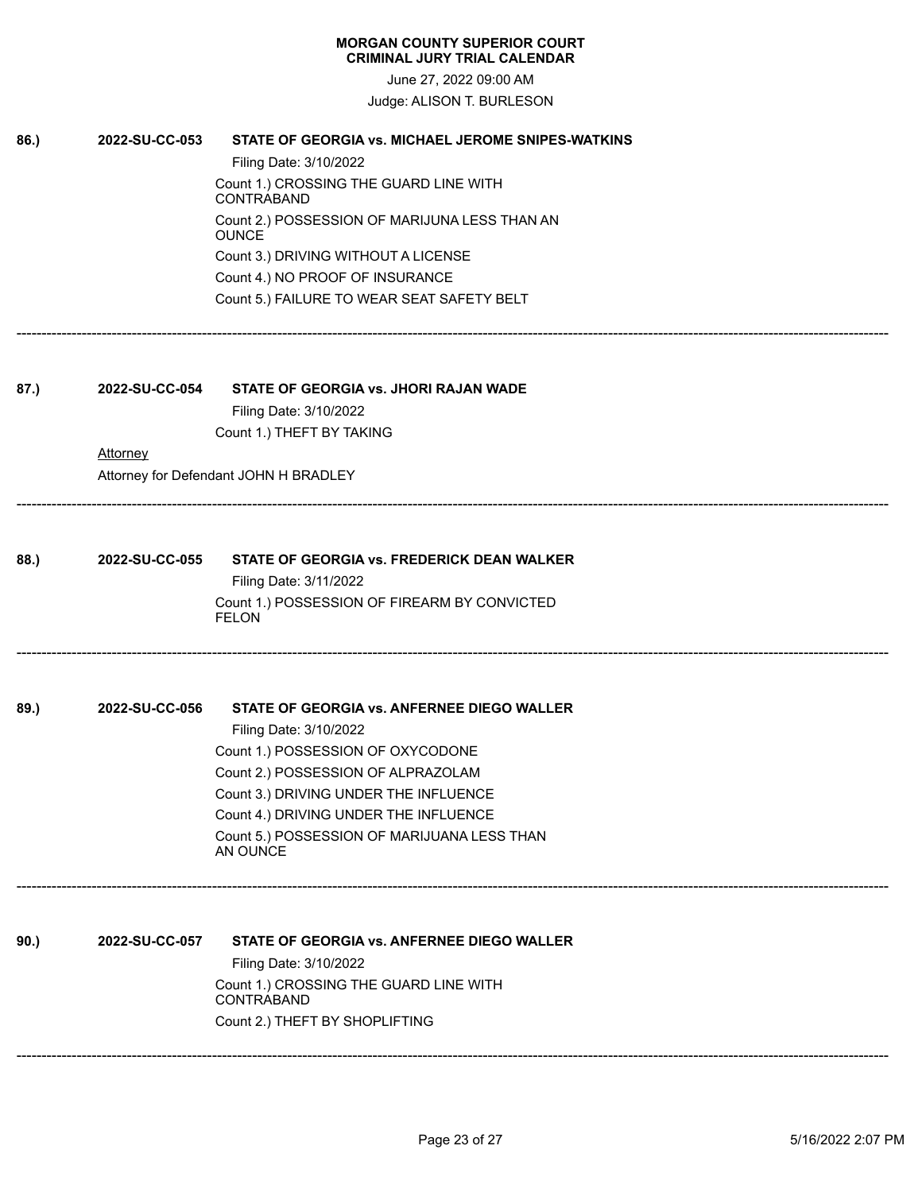**MORGAN COUNTY SUPERIOR COURT**
**CRIMINAL JURY TRIAL CALENDAR**

June 27, 2022 09:00 AM

Judge: ALISON T. BURLESON

**86.)** **2022-SU-CC-053** **STATE OF GEORGIA vs. MICHAEL JEROME SNIPES-WATKINS**

Filing Date: 3/10/2022

Count 1.) CROSSING THE GUARD LINE WITH CONTRABAND

Count 2.) POSSESSION OF MARIJUNA LESS THAN AN OUNCE

Count 3.) DRIVING WITHOUT A LICENSE

Count 4.) NO PROOF OF INSURANCE

Count 5.) FAILURE TO WEAR SEAT SAFETY BELT

---

**87.)** **2022-SU-CC-054** **STATE OF GEORGIA vs. JHORI RAJAN WADE**

Filing Date: 3/10/2022

Count 1.) THEFT BY TAKING

Attorney

Attorney for Defendant JOHN H BRADLEY

---

**88.)** **2022-SU-CC-055** **STATE OF GEORGIA vs. FREDERICK DEAN WALKER**

Filing Date: 3/11/2022

Count 1.) POSSESSION OF FIREARM BY CONVICTED FELON

---

**89.)** **2022-SU-CC-056** **STATE OF GEORGIA vs. ANFERNEE DIEGO WALLER**

Filing Date: 3/10/2022

Count 1.) POSSESSION OF OXYCODONE

Count 2.) POSSESSION OF ALPRAZOLAM

Count 3.) DRIVING UNDER THE INFLUENCE

Count 4.) DRIVING UNDER THE INFLUENCE

Count 5.) POSSESSION OF MARIJUANA LESS THAN AN OUNCE

---

**90.)** **2022-SU-CC-057** **STATE OF GEORGIA vs. ANFERNEE DIEGO WALLER**

Filing Date: 3/10/2022

Count 1.) CROSSING THE GUARD LINE WITH CONTRABAND

Count 2.) THEFT BY SHOPLIFTING

---

5/16/2022 2:07 PM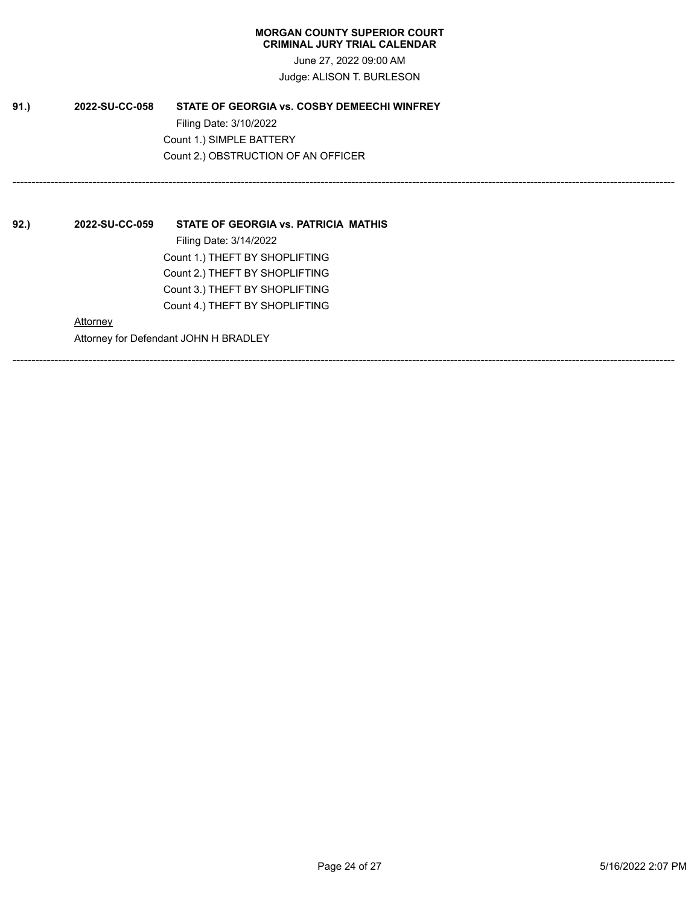**MORGAN COUNTY SUPERIOR COURT**
**CRIMINAL JURY TRIAL CALENDAR**

June 27, 2022 09:00 AM

Judge: ALISON T. BURLESON

**91.)** **2022-SU-CC-058** **STATE OF GEORGIA vs. COSBY DEMEECHI WINFREY**

Filing Date: 3/10/2022

Count 1.) SIMPLE BATTERY

Count 2.) OBSTRUCTION OF AN OFFICER

---

**92.)** **2022-SU-CC-059** **STATE OF GEORGIA vs. PATRICIA MATHIS**

Filing Date: 3/14/2022

Count 1.) THEFT BY SHOPLIFTING

Count 2.) THEFT BY SHOPLIFTING

Count 3.) THEFT BY SHOPLIFTING

Count 4.) THEFT BY SHOPLIFTING

Attorney

Attorney for Defendant JOHN H BRADLEY

---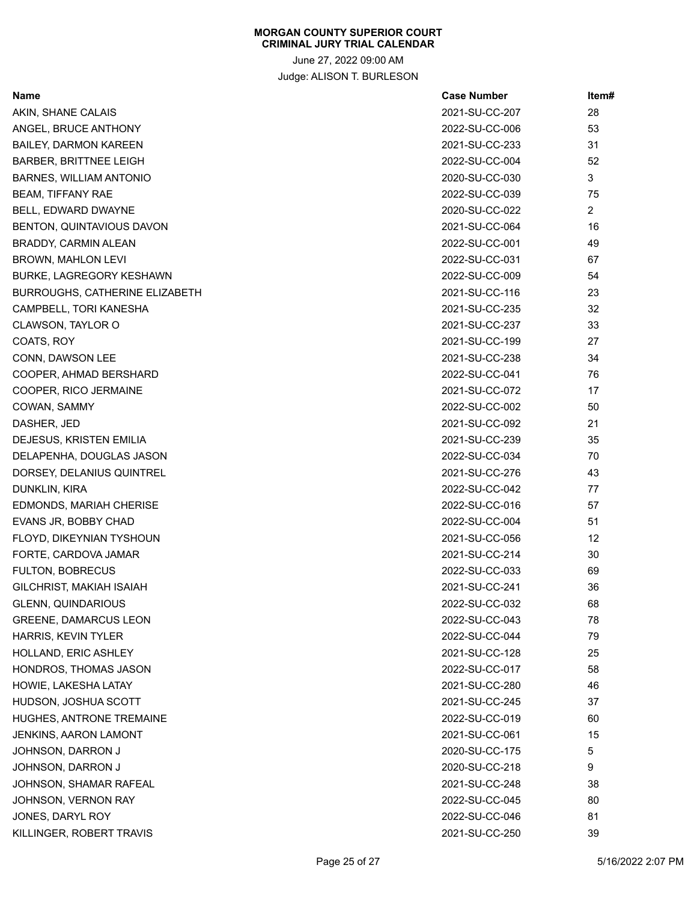**MORGAN COUNTY SUPERIOR COURT**
**CRIMINAL JURY TRIAL CALENDAR**

June 27, 2022 09:00 AM

Judge: ALISON T. BURLESON

| Name | Case Number | Item# |
|---|---|---|
| AKIN, SHANE CALAIS | 2021-SU-CC-207 | 28 |
| ANGEL, BRUCE ANTHONY | 2022-SU-CC-006 | 53 |
| BAILEY, DARMON KAREEN | 2021-SU-CC-233 | 31 |
| BARBER, BRITTNEE LEIGH | 2022-SU-CC-004 | 52 |
| BARNES, WILLIAM ANTONIO | 2020-SU-CC-030 | 3 |
| BEAM, TIFFANY RAE | 2022-SU-CC-039 | 75 |
| BELL, EDWARD DWAYNE | 2020-SU-CC-022 | 2 |
| BENTON, QUINTAVIOUS DAVON | 2021-SU-CC-064 | 16 |
| BRADDY, CARMIN ALEAN | 2022-SU-CC-001 | 49 |
| BROWN, MAHLON LEVI | 2022-SU-CC-031 | 67 |
| BURKE, LAGREGORY KESHAWN | 2022-SU-CC-009 | 54 |
| BURROUGHS, CATHERINE ELIZABETH | 2021-SU-CC-116 | 23 |
| CAMPBELL, TORI KANESHA | 2021-SU-CC-235 | 32 |
| CLAWSON, TAYLOR O | 2021-SU-CC-237 | 33 |
| COATS, ROY | 2021-SU-CC-199 | 27 |
| CONN, DAWSON LEE | 2021-SU-CC-238 | 34 |
| COOPER, AHMAD BERSHARD | 2022-SU-CC-041 | 76 |
| COOPER, RICO JERMAINE | 2021-SU-CC-072 | 17 |
| COWAN, SAMMY | 2022-SU-CC-002 | 50 |
| DASHER, JED | 2021-SU-CC-092 | 21 |
| DEJESUS, KRISTEN EMILIA | 2021-SU-CC-239 | 35 |
| DELAPENHA, DOUGLAS JASON | 2022-SU-CC-034 | 70 |
| DORSEY, DELANIUS QUINTREL | 2021-SU-CC-276 | 43 |
| DUNKLIN, KIRA | 2022-SU-CC-042 | 77 |
| EDMONDS, MARIAH CHERISE | 2022-SU-CC-016 | 57 |
| EVANS JR, BOBBY CHAD | 2022-SU-CC-004 | 51 |
| FLOYD, DIKEYNIAN TYSHOUN | 2021-SU-CC-056 | 12 |
| FORTE, CARDOVA JAMAR | 2021-SU-CC-214 | 30 |
| FULTON, BOBRECUS | 2022-SU-CC-033 | 69 |
| GILCHRIST, MAKIAH ISAIAH | 2021-SU-CC-241 | 36 |
| GLENN, QUINDARIOUS | 2022-SU-CC-032 | 68 |
| GREENE, DAMARCUS LEON | 2022-SU-CC-043 | 78 |
| HARRIS, KEVIN TYLER | 2022-SU-CC-044 | 79 |
| HOLLAND, ERIC ASHLEY | 2021-SU-CC-128 | 25 |
| HONDROS, THOMAS JASON | 2022-SU-CC-017 | 58 |
| HOWIE, LAKESHA LATAY | 2021-SU-CC-280 | 46 |
| HUDSON, JOSHUA SCOTT | 2021-SU-CC-245 | 37 |
| HUGHES, ANTRONE TREMAINE | 2022-SU-CC-019 | 60 |
| JENKINS, AARON LAMONT | 2021-SU-CC-061 | 15 |
| JOHNSON, DARRON J | 2020-SU-CC-175 | 5 |
| JOHNSON, DARRON J | 2020-SU-CC-218 | 9 |
| JOHNSON, SHAMAR RAFEAL | 2021-SU-CC-248 | 38 |
| JOHNSON, VERNON RAY | 2022-SU-CC-045 | 80 |
| JONES, DARYL ROY | 2022-SU-CC-046 | 81 |
| KILLINGER, ROBERT TRAVIS | 2021-SU-CC-250 | 39 |

5/16/2022 2:07 PM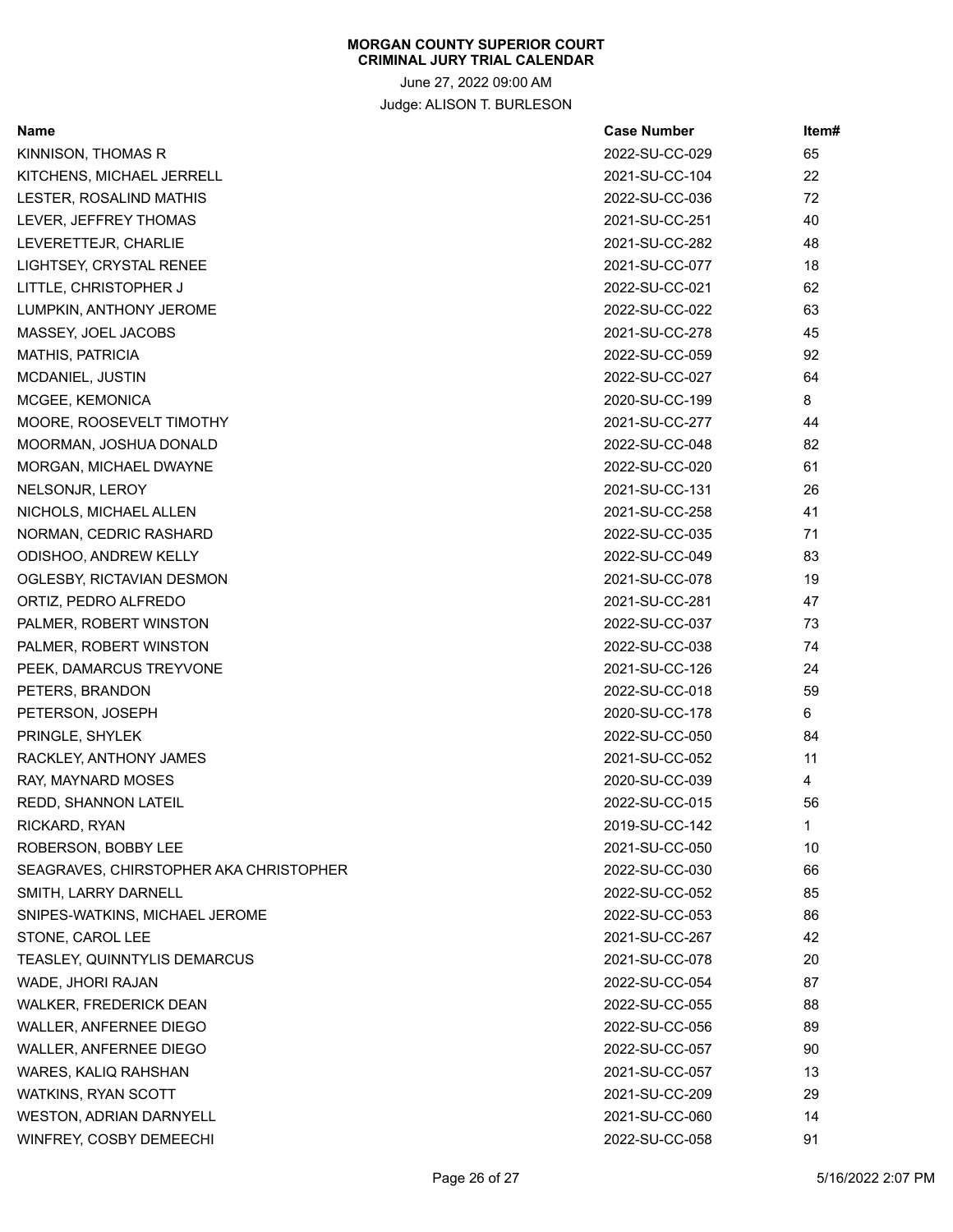**MORGAN COUNTY SUPERIOR COURT**
**CRIMINAL JURY TRIAL CALENDAR**

June 27, 2022 09:00 AM

Judge: ALISON T. BURLESON

| Name | Case Number | Item# |
|---|---|---|
| KINNISON, THOMAS R | 2022-SU-CC-029 | 65 |
| KITCHENS, MICHAEL JERRELL | 2021-SU-CC-104 | 22 |
| LESTER, ROSALIND MATHIS | 2022-SU-CC-036 | 72 |
| LEVER, JEFFREY THOMAS | 2021-SU-CC-251 | 40 |
| LEVERETTEJR, CHARLIE | 2021-SU-CC-282 | 48 |
| LIGHTSEY, CRYSTAL RENEE | 2021-SU-CC-077 | 18 |
| LITTLE, CHRISTOPHER J | 2022-SU-CC-021 | 62 |
| LUMPKIN, ANTHONY JEROME | 2022-SU-CC-022 | 63 |
| MASSEY, JOEL JACOBS | 2021-SU-CC-278 | 45 |
| MATHIS, PATRICIA | 2022-SU-CC-059 | 92 |
| MCDANIEL, JUSTIN | 2022-SU-CC-027 | 64 |
| MCGEE, KEMONICA | 2020-SU-CC-199 | 8 |
| MOORE, ROOSEVELT TIMOTHY | 2021-SU-CC-277 | 44 |
| MOORMAN, JOSHUA DONALD | 2022-SU-CC-048 | 82 |
| MORGAN, MICHAEL DWAYNE | 2022-SU-CC-020 | 61 |
| NELSONJR, LEROY | 2021-SU-CC-131 | 26 |
| NICHOLS, MICHAEL ALLEN | 2021-SU-CC-258 | 41 |
| NORMAN, CEDRIC RASHARD | 2022-SU-CC-035 | 71 |
| ODISHOO, ANDREW KELLY | 2022-SU-CC-049 | 83 |
| OGLESBY, RICTAVIAN DESMON | 2021-SU-CC-078 | 19 |
| ORTIZ, PEDRO ALFREDO | 2021-SU-CC-281 | 47 |
| PALMER, ROBERT WINSTON | 2022-SU-CC-037 | 73 |
| PALMER, ROBERT WINSTON | 2022-SU-CC-038 | 74 |
| PEEK, DAMARCUS TREYVONE | 2021-SU-CC-126 | 24 |
| PETERS, BRANDON | 2022-SU-CC-018 | 59 |
| PETERSON, JOSEPH | 2020-SU-CC-178 | 6 |
| PRINGLE, SHYLEK | 2022-SU-CC-050 | 84 |
| RACKLEY, ANTHONY JAMES | 2021-SU-CC-052 | 11 |
| RAY, MAYNARD MOSES | 2020-SU-CC-039 | 4 |
| REDD, SHANNON LATEIL | 2022-SU-CC-015 | 56 |
| RICKARD, RYAN | 2019-SU-CC-142 | 1 |
| ROBERSON, BOBBY LEE | 2021-SU-CC-050 | 10 |
| SEAGRAVES, CHIRSTOPHER AKA CHRISTOPHER | 2022-SU-CC-030 | 66 |
| SMITH, LARRY DARNELL | 2022-SU-CC-052 | 85 |
| SNIPES-WATKINS, MICHAEL JEROME | 2022-SU-CC-053 | 86 |
| STONE, CAROL LEE | 2021-SU-CC-267 | 42 |
| TEASLEY, QUINNTYLIS DEMARCUS | 2021-SU-CC-078 | 20 |
| WADE, JHORI RAJAN | 2022-SU-CC-054 | 87 |
| WALKER, FREDERICK DEAN | 2022-SU-CC-055 | 88 |
| WALLER, ANFERNEE DIEGO | 2022-SU-CC-056 | 89 |
| WALLER, ANFERNEE DIEGO | 2022-SU-CC-057 | 90 |
| WARES, KALIQ RAHSHAN | 2021-SU-CC-057 | 13 |
| WATKINS, RYAN SCOTT | 2021-SU-CC-209 | 29 |
| WESTON, ADRIAN DARNYELL | 2021-SU-CC-060 | 14 |
| WINFREY, COSBY DEMEECHI | 2022-SU-CC-058 | 91 |

5/16/2022 2:07 PM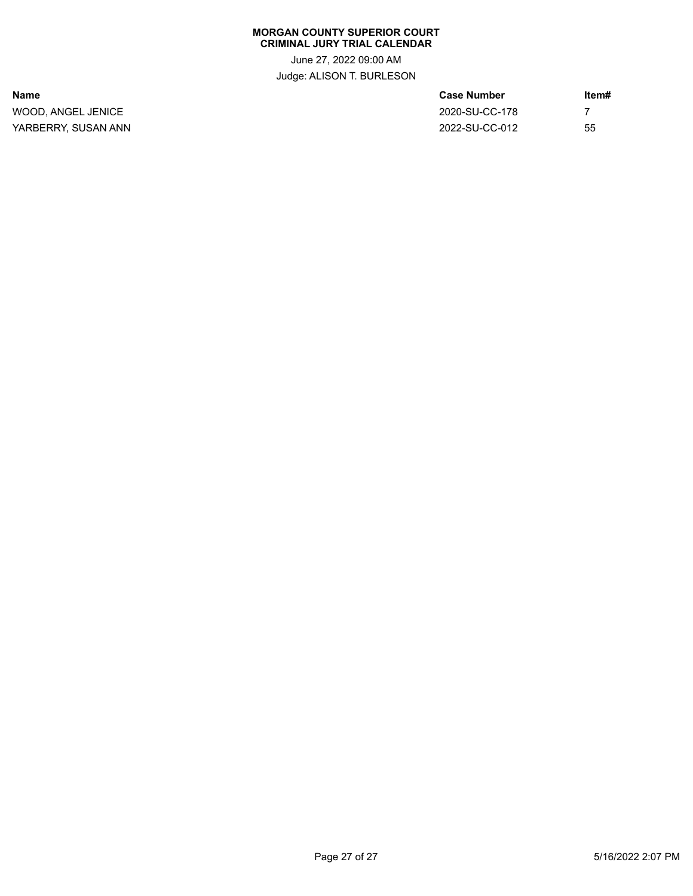**MORGAN COUNTY SUPERIOR COURT**
**CRIMINAL JURY TRIAL CALENDAR**

June 27, 2022 09:00 AM

Judge: ALISON T. BURLESON

| Name | Case Number | Item# |
| --- | --- | --- |
| WOOD, ANGEL JENICE | 2020-SU-CC-178 | 7 |
| YARBERRY, SUSAN ANN | 2022-SU-CC-012 | 55 |